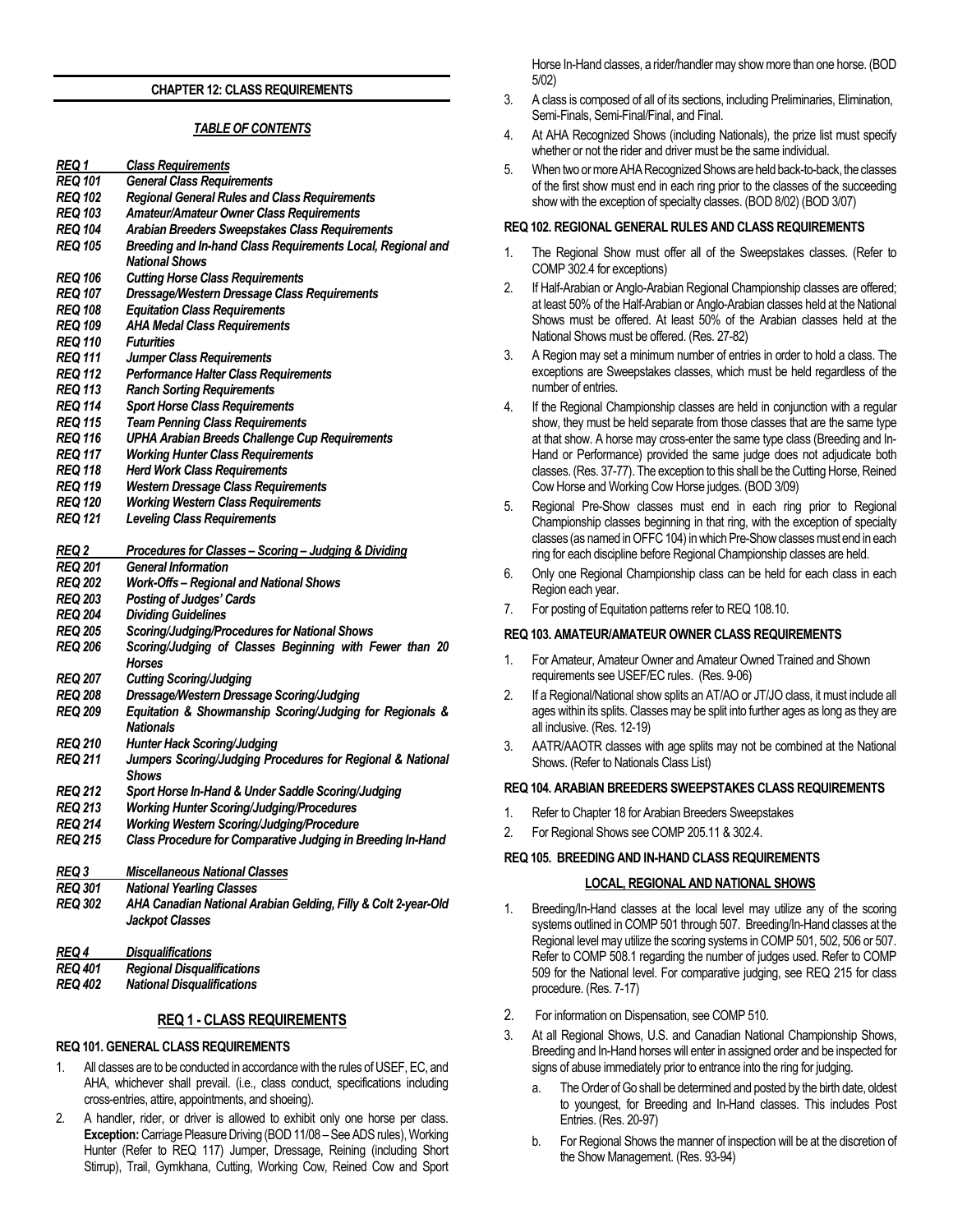# CHAPTER 12: CLASS REQUIREMENTS

## *TABLE OF CONTENTS*

| | |
|---|---|
| ***REQ 1*** | ***Class Requirements*** |
| *REQ 101* | *General Class Requirements* |
| *REQ 102* | *Regional General Rules and Class Requirements* |
| *REQ 103* | *Amateur/Amateur Owner Class Requirements* |
| *REQ 104* | *Arabian Breeders Sweepstakes Class Requirements* |
| *REQ 105* | *Breeding and In-hand Class Requirements Local, Regional and National Shows* |
| *REQ 106* | *Cutting Horse Class Requirements* |
| *REQ 107* | *Dressage/Western Dressage Class Requirements* |
| *REQ 108* | *Equitation Class Requirements* |
| *REQ 109* | *AHA Medal Class Requirements* |
| *REQ 110* | *Futurities* |
| *REQ 111* | *Jumper Class Requirements* |
| *REQ 112* | *Performance Halter Class Requirements* |
| *REQ 113* | *Ranch Sorting Requirements* |
| *REQ 114* | *Sport Horse Class Requirements* |
| *REQ 115* | *Team Penning Class Requirements* |
| *REQ 116* | *UPHA Arabian Breeds Challenge Cup Requirements* |
| *REQ 117* | *Working Hunter Class Requirements* |
| *REQ 118* | *Herd Work Class Requirements* |
| *REQ 119* | *Western Dressage Class Requirements* |
| *REQ 120* | *Working Western Class Requirements* |
| *REQ 121* | *Leveling Class Requirements* |
| ***REQ 2*** | ***Procedures for Classes – Scoring – Judging & Dividing*** |
| *REQ 201* | *General Information* |
| *REQ 202* | *Work-Offs – Regional and National Shows* |
| *REQ 203* | *Posting of Judges' Cards* |
| *REQ 204* | *Dividing Guidelines* |
| *REQ 205* | *Scoring/Judging/Procedures for National Shows* |
| *REQ 206* | *Scoring/Judging of Classes Beginning with Fewer than 20 Horses* |
| *REQ 207* | *Cutting Scoring/Judging* |
| *REQ 208* | *Dressage/Western Dressage Scoring/Judging* |
| *REQ 209* | *Equitation & Showmanship Scoring/Judging for Regionals & Nationals* |
| *REQ 210* | *Hunter Hack Scoring/Judging* |
| *REQ 211* | *Jumpers Scoring/Judging Procedures for Regional & National Shows* |
| *REQ 212* | *Sport Horse In-Hand & Under Saddle Scoring/Judging* |
| *REQ 213* | *Working Hunter Scoring/Judging/Procedures* |
| *REQ 214* | *Working Western Scoring/Judging/Procedure* |
| *REQ 215* | *Class Procedure for Comparative Judging in Breeding In-Hand* |
| ***REQ 3*** | ***Miscellaneous National Classes*** |
| *REQ 301* | *National Yearling Classes* |
| *REQ 302* | *AHA Canadian National Arabian Gelding, Filly & Colt 2-year-Old Jackpot Classes* |
| ***REQ 4*** | ***Disqualifications*** |
| *REQ 401* | *Regional Disqualifications* |
| *REQ 402* | *National Disqualifications* |

## REQ 1 - CLASS REQUIREMENTS

### REQ 101. GENERAL CLASS REQUIREMENTS

1. All classes are to be conducted in accordance with the rules of USEF, EC, and AHA, whichever shall prevail. (i.e., class conduct, specifications including cross-entries, attire, appointments, and shoeing).
2. A handler, rider, or driver is allowed to exhibit only one horse per class. **Exception:** Carriage Pleasure Driving (BOD 11/08 – See ADS rules), Working Hunter (Refer to REQ 117) Jumper, Dressage, Reining (including Short Stirrup), Trail, Gymkhana, Cutting, Working Cow, Reined Cow and Sport Horse In-Hand classes, a rider/handler may show more than one horse. (BOD 5/02)
3. A class is composed of all of its sections, including Preliminaries, Elimination, Semi-Finals, Semi-Final/Final, and Final.
4. At AHA Recognized Shows (including Nationals), the prize list must specify whether or not the rider and driver must be the same individual.
5. When two or more AHA Recognized Shows are held back-to-back, the classes of the first show must end in each ring prior to the classes of the succeeding show with the exception of specialty classes. (BOD 8/02) (BOD 3/07)

### REQ 102. REGIONAL GENERAL RULES AND CLASS REQUIREMENTS

1. The Regional Show must offer all of the Sweepstakes classes. (Refer to COMP 302.4 for exceptions)
2. If Half-Arabian or Anglo-Arabian Regional Championship classes are offered; at least 50% of the Half-Arabian or Anglo-Arabian classes held at the National Shows must be offered. At least 50% of the Arabian classes held at the National Shows must be offered. (Res. 27-82)
3. A Region may set a minimum number of entries in order to hold a class. The exceptions are Sweepstakes classes, which must be held regardless of the number of entries.
4. If the Regional Championship classes are held in conjunction with a regular show, they must be held separate from those classes that are the same type at that show. A horse may cross-enter the same type class (Breeding and In-Hand or Performance) provided the same judge does not adjudicate both classes. (Res. 37-77). The exception to this shall be the Cutting Horse, Reined Cow Horse and Working Cow Horse judges. (BOD 3/09)
5. Regional Pre-Show classes must end in each ring prior to Regional Championship classes beginning in that ring, with the exception of specialty classes (as named in OFFC 104) in which Pre-Show classes must end in each ring for each discipline before Regional Championship classes are held.
6. Only one Regional Championship class can be held for each class in each Region each year.
7. For posting of Equitation patterns refer to REQ 108.10.

### REQ 103. AMATEUR/AMATEUR OWNER CLASS REQUIREMENTS

1. For Amateur, Amateur Owner and Amateur Owned Trained and Shown requirements see USEF/EC rules. (Res. 9-06)
2. If a Regional/National show splits an AT/AO or JT/JO class, it must include all ages within its splits. Classes may be split into further ages as long as they are all inclusive. (Res. 12-19)
3. AATR/AAOTR classes with age splits may not be combined at the National Shows. (Refer to Nationals Class List)

### REQ 104. ARABIAN BREEDERS SWEEPSTAKES CLASS REQUIREMENTS

1. Refer to Chapter 18 for Arabian Breeders Sweepstakes
2. For Regional Shows see COMP 205.11 & 302.4.

### REQ 105. BREEDING AND IN-HAND CLASS REQUIREMENTS

#### LOCAL, REGIONAL AND NATIONAL SHOWS

1. Breeding/In-Hand classes at the local level may utilize any of the scoring systems outlined in COMP 501 through 507. Breeding/In-Hand classes at the Regional level may utilize the scoring systems in COMP 501, 502, 506 or 507. Refer to COMP 508.1 regarding the number of judges used. Refer to COMP 509 for the National level. For comparative judging, see REQ 215 for class procedure. (Res. 7-17)
2. For information on Dispensation, see COMP 510.
3. At all Regional Shows, U.S. and Canadian National Championship Shows, Breeding and In-Hand horses will enter in assigned order and be inspected for signs of abuse immediately prior to entrance into the ring for judging.
   a. The Order of Go shall be determined and posted by the birth date, oldest to youngest, for Breeding and In-Hand classes. This includes Post Entries. (Res. 20-97)
   b. For Regional Shows the manner of inspection will be at the discretion of the Show Management. (Res. 93-94)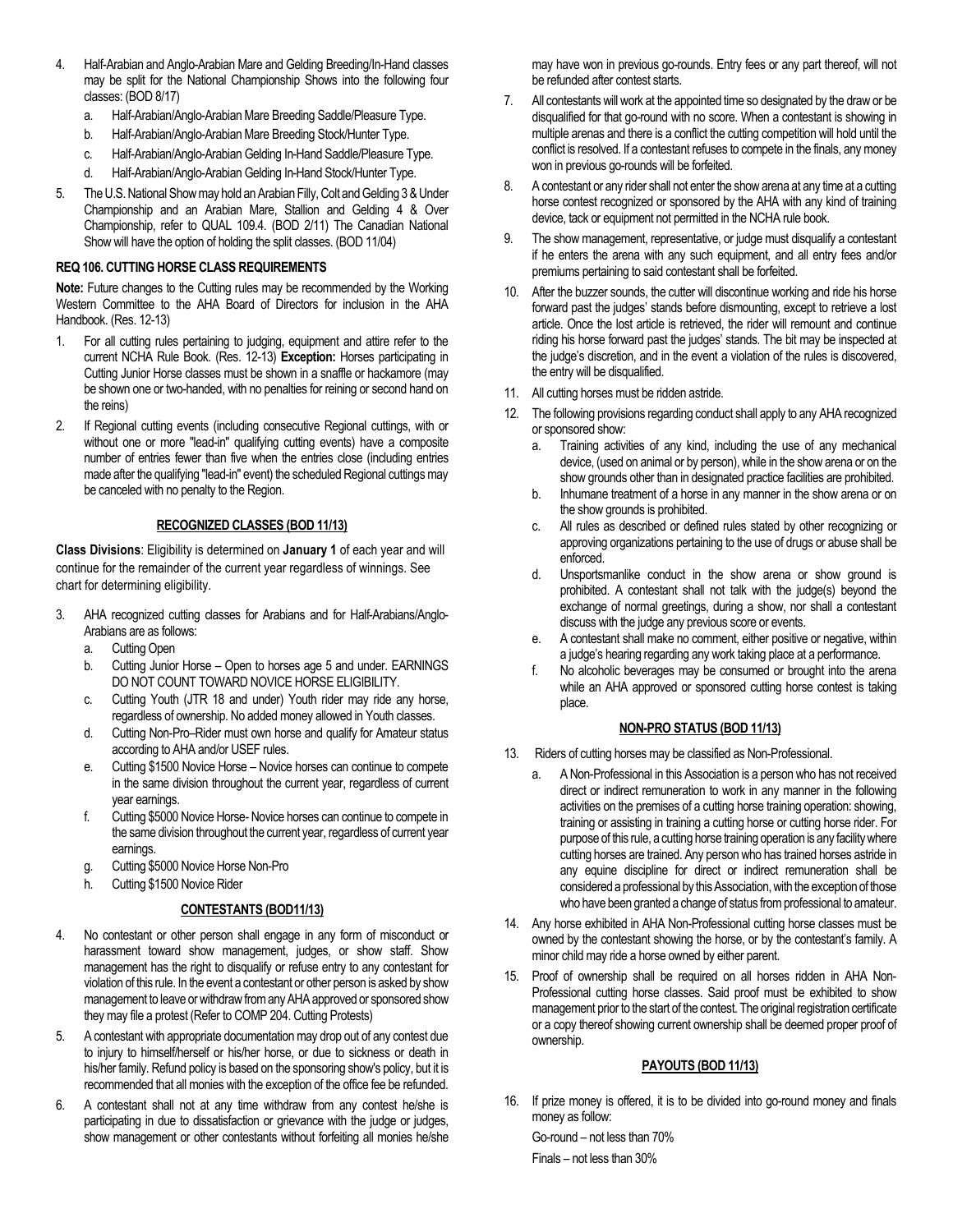4. Half-Arabian and Anglo-Arabian Mare and Gelding Breeding/In-Hand classes may be split for the National Championship Shows into the following four classes: (BOD 8/17)
   a. Half-Arabian/Anglo-Arabian Mare Breeding Saddle/Pleasure Type.
   b. Half-Arabian/Anglo-Arabian Mare Breeding Stock/Hunter Type.
   c. Half-Arabian/Anglo-Arabian Gelding In-Hand Saddle/Pleasure Type.
   d. Half-Arabian/Anglo-Arabian Gelding In-Hand Stock/Hunter Type.
5. The U.S. National Show may hold an Arabian Filly, Colt and Gelding 3 & Under Championship and an Arabian Mare, Stallion and Gelding 4 & Over Championship, refer to QUAL 109.4. (BOD 2/11) The Canadian National Show will have the option of holding the split classes. (BOD 11/04)

### REQ 106. CUTTING HORSE CLASS REQUIREMENTS

**Note:** Future changes to the Cutting rules may be recommended by the Working Western Committee to the AHA Board of Directors for inclusion in the AHA Handbook. (Res. 12-13)

1. For all cutting rules pertaining to judging, equipment and attire refer to the current NCHA Rule Book. (Res. 12-13) **Exception:** Horses participating in Cutting Junior Horse classes must be shown in a snaffle or hackamore (may be shown one or two-handed, with no penalties for reining or second hand on the reins)
2. If Regional cutting events (including consecutive Regional cuttings, with or without one or more "lead-in" qualifying cutting events) have a composite number of entries fewer than five when the entries close (including entries made after the qualifying "lead-in" event) the scheduled Regional cuttings may be canceled with no penalty to the Region.

#### RECOGNIZED CLASSES (BOD 11/13)

**Class Divisions**: Eligibility is determined on **January 1** of each year and will continue for the remainder of the current year regardless of winnings. See chart for determining eligibility.

3. AHA recognized cutting classes for Arabians and for Half-Arabians/Anglo-Arabians are as follows:
   a. Cutting Open
   b. Cutting Junior Horse – Open to horses age 5 and under. EARNINGS DO NOT COUNT TOWARD NOVICE HORSE ELIGIBILITY.
   c. Cutting Youth (JTR 18 and under) Youth rider may ride any horse, regardless of ownership. No added money allowed in Youth classes.
   d. Cutting Non-Pro–Rider must own horse and qualify for Amateur status according to AHA and/or USEF rules.
   e. Cutting $1500 Novice Horse – Novice horses can continue to compete in the same division throughout the current year, regardless of current year earnings.
   f. Cutting $5000 Novice Horse- Novice horses can continue to compete in the same division throughout the current year, regardless of current year earnings.
   g. Cutting $5000 Novice Horse Non-Pro
   h. Cutting $1500 Novice Rider

#### CONTESTANTS (BOD11/13)

4. No contestant or other person shall engage in any form of misconduct or harassment toward show management, judges, or show staff. Show management has the right to disqualify or refuse entry to any contestant for violation of this rule. In the event a contestant or other person is asked by show management to leave or withdraw from any AHA approved or sponsored show they may file a protest (Refer to COMP 204. Cutting Protests)
5. A contestant with appropriate documentation may drop out of any contest due to injury to himself/herself or his/her horse, or due to sickness or death in his/her family. Refund policy is based on the sponsoring show's policy, but it is recommended that all monies with the exception of the office fee be refunded.
6. A contestant shall not at any time withdraw from any contest he/she is participating in due to dissatisfaction or grievance with the judge or judges, show management or other contestants without forfeiting all monies he/she may have won in previous go-rounds. Entry fees or any part thereof, will not be refunded after contest starts.
7. All contestants will work at the appointed time so designated by the draw or be disqualified for that go-round with no score. When a contestant is showing in multiple arenas and there is a conflict the cutting competition will hold until the conflict is resolved. If a contestant refuses to compete in the finals, any money won in previous go-rounds will be forfeited.
8. A contestant or any rider shall not enter the show arena at any time at a cutting horse contest recognized or sponsored by the AHA with any kind of training device, tack or equipment not permitted in the NCHA rule book.
9. The show management, representative, or judge must disqualify a contestant if he enters the arena with any such equipment, and all entry fees and/or premiums pertaining to said contestant shall be forfeited.
10. After the buzzer sounds, the cutter will discontinue working and ride his horse forward past the judges' stands before dismounting, except to retrieve a lost article. Once the lost article is retrieved, the rider will remount and continue riding his horse forward past the judges' stands. The bit may be inspected at the judge's discretion, and in the event a violation of the rules is discovered, the entry will be disqualified.
11. All cutting horses must be ridden astride.
12. The following provisions regarding conduct shall apply to any AHA recognized or sponsored show:
    a. Training activities of any kind, including the use of any mechanical device, (used on animal or by person), while in the show arena or on the show grounds other than in designated practice facilities are prohibited.
    b. Inhumane treatment of a horse in any manner in the show arena or on the show grounds is prohibited.
    c. All rules as described or defined rules stated by other recognizing or approving organizations pertaining to the use of drugs or abuse shall be enforced.
    d. Unsportsmanlike conduct in the show arena or show ground is prohibited. A contestant shall not talk with the judge(s) beyond the exchange of normal greetings, during a show, nor shall a contestant discuss with the judge any previous score or events.
    e. A contestant shall make no comment, either positive or negative, within a judge's hearing regarding any work taking place at a performance.
    f. No alcoholic beverages may be consumed or brought into the arena while an AHA approved or sponsored cutting horse contest is taking place.

#### NON-PRO STATUS (BOD 11/13)

13. Riders of cutting horses may be classified as Non-Professional.
    a. A Non-Professional in this Association is a person who has not received direct or indirect remuneration to work in any manner in the following activities on the premises of a cutting horse training operation: showing, training or assisting in training a cutting horse or cutting horse rider. For purpose of this rule, a cutting horse training operation is any facility where cutting horses are trained. Any person who has trained horses astride in any equine discipline for direct or indirect remuneration shall be considered a professional by this Association, with the exception of those who have been granted a change of status from professional to amateur.
14. Any horse exhibited in AHA Non-Professional cutting horse classes must be owned by the contestant showing the horse, or by the contestant's family. A minor child may ride a horse owned by either parent.
15. Proof of ownership shall be required on all horses ridden in AHA Non-Professional cutting horse classes. Said proof must be exhibited to show management prior to the start of the contest. The original registration certificate or a copy thereof showing current ownership shall be deemed proper proof of ownership.

#### PAYOUTS (BOD 11/13)

16. If prize money is offered, it is to be divided into go-round money and finals money as follow:

    Go-round – not less than 70%

    Finals – not less than 30%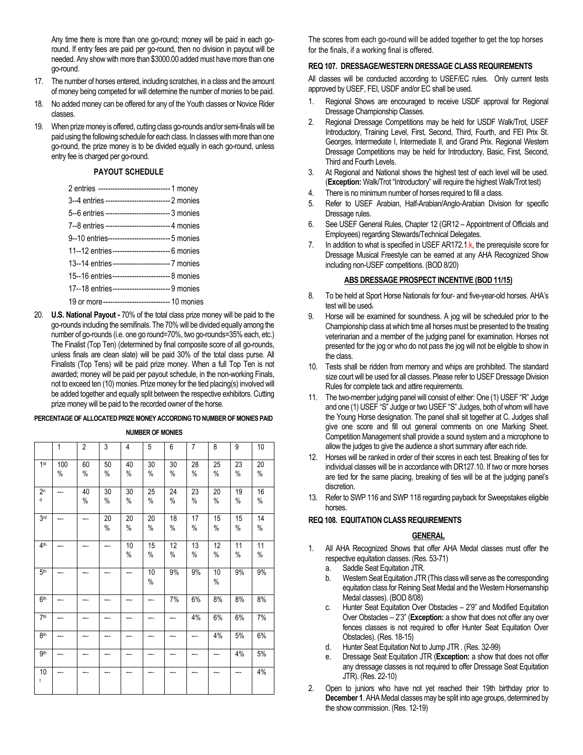Any time there is more than one go-round; money will be paid in each go-round. If entry fees are paid per go-round, then no division in payout will be needed. Any show with more than $3000.00 added must have more than one go-round.

17. The number of horses entered, including scratches, in a class and the amount of money being competed for will determine the number of monies to be paid.
18. No added money can be offered for any of the Youth classes or Novice Rider classes.
19. When prize money is offered, cutting class go-rounds and/or semi-finals will be paid using the following schedule for each class. In classes with more than one go-round, the prize money is to be divided equally in each go-round, unless entry fee is charged per go-round.

**PAYOUT SCHEDULE**

| | |
|---|---|
| 2 entries | 1 money |
| 3--4 entries | 2 monies |
| 5--6 entries | 3 monies |
| 7--8 entries | 4 monies |
| 9--10 entries | 5 monies |
| 11--12 entries | 6 monies |
| 13--14 entries | 7 monies |
| 15--16 entries | 8 monies |
| 17--18 entries | 9 monies |
| 19 or more | 10 monies |

20. **U.S. National Payout -** 70% of the total class prize money will be paid to the go-rounds including the semifinals. The 70% will be divided equally among the number of go-rounds (i.e. one go round=70%, two go-rounds=35% each, etc.) The Finalist (Top Ten) (determined by final composite score of all go-rounds, unless finals are clean slate) will be paid 30% of the total class purse. All Finalists (Top Tens) will be paid prize money. When a full Top Ten is not awarded; money will be paid per payout schedule, in the non-working Finals, not to exceed ten (10) monies. Prize money for the tied placing(s) involved will be added together and equally split between the respective exhibitors. Cutting prize money will be paid to the recorded owner of the horse.

**PERCENTAGE OF ALLOCATED PRIZE MONEY ACCORDING TO NUMBER OF MONIES PAID**

**NUMBER OF MONIES**

| | 1 | 2 | 3 | 4 | 5 | 6 | 7 | 8 | 9 | 10 |
|---|---|---|---|---|---|---|---|---|---|---|
| 1st | 100 % | 60 % | 50 % | 40 % | 30 % | 30 % | 28 % | 25 % | 23 % | 20 % |
| 2nd | --- | 40 % | 30 % | 30 % | 25 % | 24 % | 23 % | 20 % | 19 % | 16 % |
| 3rd | --- | --- | 20 % | 20 % | 20 % | 18 % | 17 % | 15 % | 15 % | 14 % |
| 4th | --- | --- | --- | 10 % | 15 % | 12 % | 13 % | 12 % | 11 % | 11 % |
| 5th | --- | --- | --- | --- | 10 % | 9% | 9% | 10 % | 9% | 9% |
| 6th | --- | --- | --- | --- | --- | 7% | 6% | 8% | 8% | 8% |
| 7th | --- | --- | --- | --- | --- | --- | 4% | 6% | 6% | 7% |
| 8th | --- | --- | --- | --- | --- | --- | --- | 4% | 5% | 6% |
| 9th | --- | --- | --- | --- | --- | --- | --- | --- | 4% | 5% |
| 10t | --- | --- | --- | --- | --- | --- | --- | --- | --- | 4% |

The scores from each go-round will be added together to get the top horses for the finals, if a working final is offered.

### REQ 107. DRESSAGE/WESTERN DRESSAGE CLASS REQUIREMENTS

All classes will be conducted according to USEF/EC rules. Only current tests approved by USEF, FEI, USDF and/or EC shall be used.

1. Regional Shows are encouraged to receive USDF approval for Regional Dressage Championship Classes.
2. Regional Dressage Competitions may be held for USDF Walk/Trot, USEF Introductory, Training Level, First, Second, Third, Fourth, and FEI Prix St. Georges, Intermediate I, Intermediate II, and Grand Prix. Regional Western Dressage Competitions may be held for Introductory, Basic, First, Second, Third and Fourth Levels.
3. At Regional and National shows the highest test of each level will be used. (**Exception:** Walk/Trot "Introductory" will require the highest Walk/Trot test)
4. There is no minimum number of horses required to fill a class.
5. Refer to USEF Arabian, Half-Arabian/Anglo-Arabian Division for specific Dressage rules.
6. See USEF General Rules, Chapter 12 (GR12 – Appointment of Officials and Employees) regarding Stewards/Technical Delegates.
7. In addition to what is specified in USEF AR172.1.k, the prerequisite score for Dressage Musical Freestyle can be earned at any AHA Recognized Show including non-USEF competitions. (BOD 8/20)

**ABS DRESSAGE PROSPECT INCENTIVE (BOD 11/15)**

8. To be held at Sport Horse Nationals for four- and five-year-old horses. AHA's test will be used.
9. Horse will be examined for soundness. A jog will be scheduled prior to the Championship class at which time all horses must be presented to the treating veterinarian and a member of the judging panel for examination. Horses not presented for the jog or who do not pass the jog will not be eligible to show in the class.
10. Tests shall be ridden from memory and whips are prohibited. The standard size court will be used for all classes. Please refer to USEF Dressage Division Rules for complete tack and attire requirements.
11. The two-member judging panel will consist of either: One (1) USEF "R" Judge and one (1) USEF "S" Judge or two USEF "S" Judges, both of whom will have the Young Horse designation. The panel shall sit together at C. Judges shall give one score and fill out general comments on one Marking Sheet. Competition Management shall provide a sound system and a microphone to allow the judges to give the audience a short summary after each ride.
12. Horses will be ranked in order of their scores in each test. Breaking of ties for individual classes will be in accordance with DR127.10. If two or more horses are tied for the same placing, breaking of ties will be at the judging panel's discretion.
13. Refer to SWP 116 and SWP 118 regarding payback for Sweepstakes eligible horses.

### REQ 108. EQUITATION CLASS REQUIREMENTS

**GENERAL**

1. All AHA Recognized Shows that offer AHA Medal classes must offer the respective equitation classes. (Res. 53-71)
   a. Saddle Seat Equitation JTR.
   b. Western Seat Equitation JTR (This class will serve as the corresponding equitation class for Reining Seat Medal and the Western Horsemanship Medal classes). (BOD 8/08)
   c. Hunter Seat Equitation Over Obstacles – 2'9" and Modified Equitation Over Obstacles – 2'3" (**Exception:** a show that does not offer any over fences classes is not required to offer Hunter Seat Equitation Over Obstacles). (Res. 18-15)
   d. Hunter Seat Equitation Not to Jump JTR . (Res. 32-99)
   e. Dressage Seat Equitation JTR (**Exception:** a show that does not offer any dressage classes is not required to offer Dressage Seat Equitation JTR). (Res. 22-10)
2. Open to juniors who have not yet reached their 19th birthday prior to **December 1**. AHA Medal classes may be split into age groups, determined by the show commission. (Res. 12-19)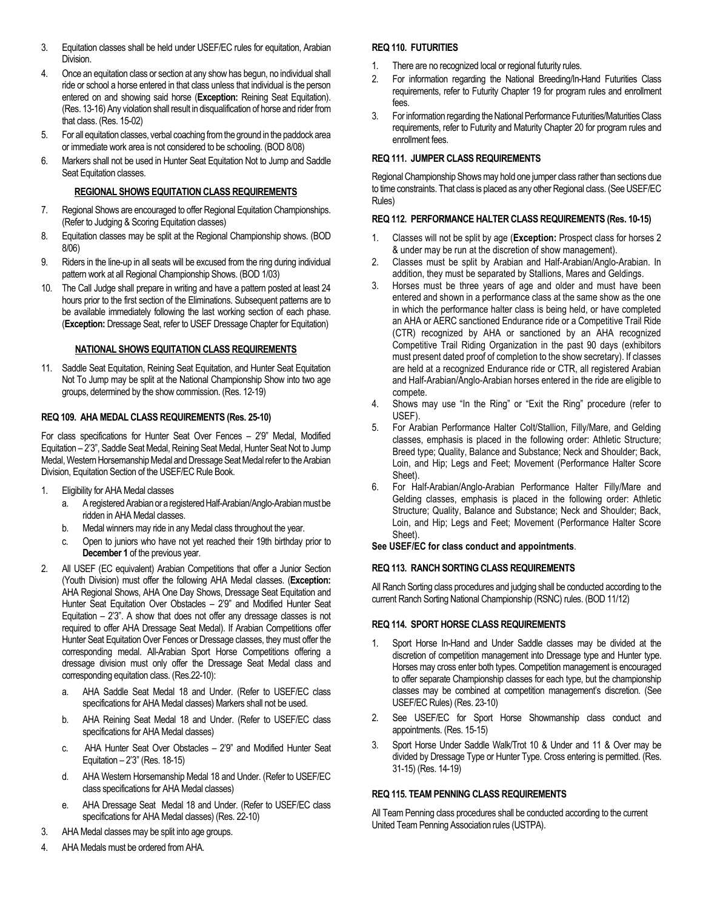3. Equitation classes shall be held under USEF/EC rules for equitation, Arabian Division.
4. Once an equitation class or section at any show has begun, no individual shall ride or school a horse entered in that class unless that individual is the person entered on and showing said horse (**Exception:** Reining Seat Equitation). (Res. 13-16) Any violation shall result in disqualification of horse and rider from that class. (Res. 15-02)
5. For all equitation classes, verbal coaching from the ground in the paddock area or immediate work area is not considered to be schooling. (BOD 8/08)
6. Markers shall not be used in Hunter Seat Equitation Not to Jump and Saddle Seat Equitation classes.

**REGIONAL SHOWS EQUITATION CLASS REQUIREMENTS**

7. Regional Shows are encouraged to offer Regional Equitation Championships. (Refer to Judging & Scoring Equitation classes)
8. Equitation classes may be split at the Regional Championship shows. (BOD 8/06)
9. Riders in the line-up in all seats will be excused from the ring during individual pattern work at all Regional Championship Shows. (BOD 1/03)
10. The Call Judge shall prepare in writing and have a pattern posted at least 24 hours prior to the first section of the Eliminations. Subsequent patterns are to be available immediately following the last working section of each phase. (**Exception:** Dressage Seat, refer to USEF Dressage Chapter for Equitation)

**NATIONAL SHOWS EQUITATION CLASS REQUIREMENTS**

11. Saddle Seat Equitation, Reining Seat Equitation, and Hunter Seat Equitation Not To Jump may be split at the National Championship Show into two age groups, determined by the show commission. (Res. 12-19)

### REQ 109. AHA MEDAL CLASS REQUIREMENTS (Res. 25-10)

For class specifications for Hunter Seat Over Fences – 2'9" Medal, Modified Equitation – 2'3", Saddle Seat Medal, Reining Seat Medal, Hunter Seat Not to Jump Medal, Western Horsemanship Medal and Dressage Seat Medal refer to the Arabian Division, Equitation Section of the USEF/EC Rule Book.

1. Eligibility for AHA Medal classes
   a. A registered Arabian or a registered Half-Arabian/Anglo-Arabian must be ridden in AHA Medal classes.
   b. Medal winners may ride in any Medal class throughout the year.
   c. Open to juniors who have not yet reached their 19th birthday prior to **December 1** of the previous year.
2. All USEF (EC equivalent) Arabian Competitions that offer a Junior Section (Youth Division) must offer the following AHA Medal classes. (**Exception:** AHA Regional Shows, AHA One Day Shows, Dressage Seat Equitation and Hunter Seat Equitation Over Obstacles – 2'9" and Modified Hunter Seat Equitation – 2'3". A show that does not offer any dressage classes is not required to offer AHA Dressage Seat Medal). If Arabian Competitions offer Hunter Seat Equitation Over Fences or Dressage classes, they must offer the corresponding medal. All-Arabian Sport Horse Competitions offering a dressage division must only offer the Dressage Seat Medal class and corresponding equitation class. (Res.22-10):
   a. AHA Saddle Seat Medal 18 and Under. (Refer to USEF/EC class specifications for AHA Medal classes) Markers shall not be used.
   b. AHA Reining Seat Medal 18 and Under. (Refer to USEF/EC class specifications for AHA Medal classes)
   c. AHA Hunter Seat Over Obstacles – 2'9" and Modified Hunter Seat Equitation – 2'3" (Res. 18-15)
   d. AHA Western Horsemanship Medal 18 and Under. (Refer to USEF/EC class specifications for AHA Medal classes)
   e. AHA Dressage Seat Medal 18 and Under. (Refer to USEF/EC class specifications for AHA Medal classes) (Res. 22-10)
3. AHA Medal classes may be split into age groups.
4. AHA Medals must be ordered from AHA.

### REQ 110. FUTURITIES

1. There are no recognized local or regional futurity rules.
2. For information regarding the National Breeding/In-Hand Futurities Class requirements, refer to Futurity Chapter 19 for program rules and enrollment fees.
3. For information regarding the National Performance Futurities/Maturities Class requirements, refer to Futurity and Maturity Chapter 20 for program rules and enrollment fees.

### REQ 111. JUMPER CLASS REQUIREMENTS

Regional Championship Shows may hold one jumper class rather than sections due to time constraints. That class is placed as any other Regional class. (See USEF/EC Rules)

### REQ 112. PERFORMANCE HALTER CLASS REQUIREMENTS (Res. 10-15)

1. Classes will not be split by age (**Exception:** Prospect class for horses 2 & under may be run at the discretion of show management).
2. Classes must be split by Arabian and Half-Arabian/Anglo-Arabian. In addition, they must be separated by Stallions, Mares and Geldings.
3. Horses must be three years of age and older and must have been entered and shown in a performance class at the same show as the one in which the performance halter class is being held, or have completed an AHA or AERC sanctioned Endurance ride or a Competitive Trail Ride (CTR) recognized by AHA or sanctioned by an AHA recognized Competitive Trail Riding Organization in the past 90 days (exhibitors must present dated proof of completion to the show secretary). If classes are held at a recognized Endurance ride or CTR, all registered Arabian and Half-Arabian/Anglo-Arabian horses entered in the ride are eligible to compete.
4. Shows may use "In the Ring" or "Exit the Ring" procedure (refer to USEF).
5. For Arabian Performance Halter Colt/Stallion, Filly/Mare, and Gelding classes, emphasis is placed in the following order: Athletic Structure; Breed type; Quality, Balance and Substance; Neck and Shoulder; Back, Loin, and Hip; Legs and Feet; Movement (Performance Halter Score Sheet).
6. For Half-Arabian/Anglo-Arabian Performance Halter Filly/Mare and Gelding classes, emphasis is placed in the following order: Athletic Structure; Quality, Balance and Substance; Neck and Shoulder; Back, Loin, and Hip; Legs and Feet; Movement (Performance Halter Score Sheet).

**See USEF/EC for class conduct and appointments**.

### REQ 113. RANCH SORTING CLASS REQUIREMENTS

All Ranch Sorting class procedures and judging shall be conducted according to the current Ranch Sorting National Championship (RSNC) rules. (BOD 11/12)

### REQ 114. SPORT HORSE CLASS REQUIREMENTS

1. Sport Horse In-Hand and Under Saddle classes may be divided at the discretion of competition management into Dressage type and Hunter type. Horses may cross enter both types. Competition management is encouraged to offer separate Championship classes for each type, but the championship classes may be combined at competition management's discretion. (See USEF/EC Rules) (Res. 23-10)
2. See USEF/EC for Sport Horse Showmanship class conduct and appointments. (Res. 15-15)
3. Sport Horse Under Saddle Walk/Trot 10 & Under and 11 & Over may be divided by Dressage Type or Hunter Type. Cross entering is permitted. (Res. 31-15) (Res. 14-19)

### REQ 115. TEAM PENNING CLASS REQUIREMENTS

All Team Penning class procedures shall be conducted according to the current United Team Penning Association rules (USTPA).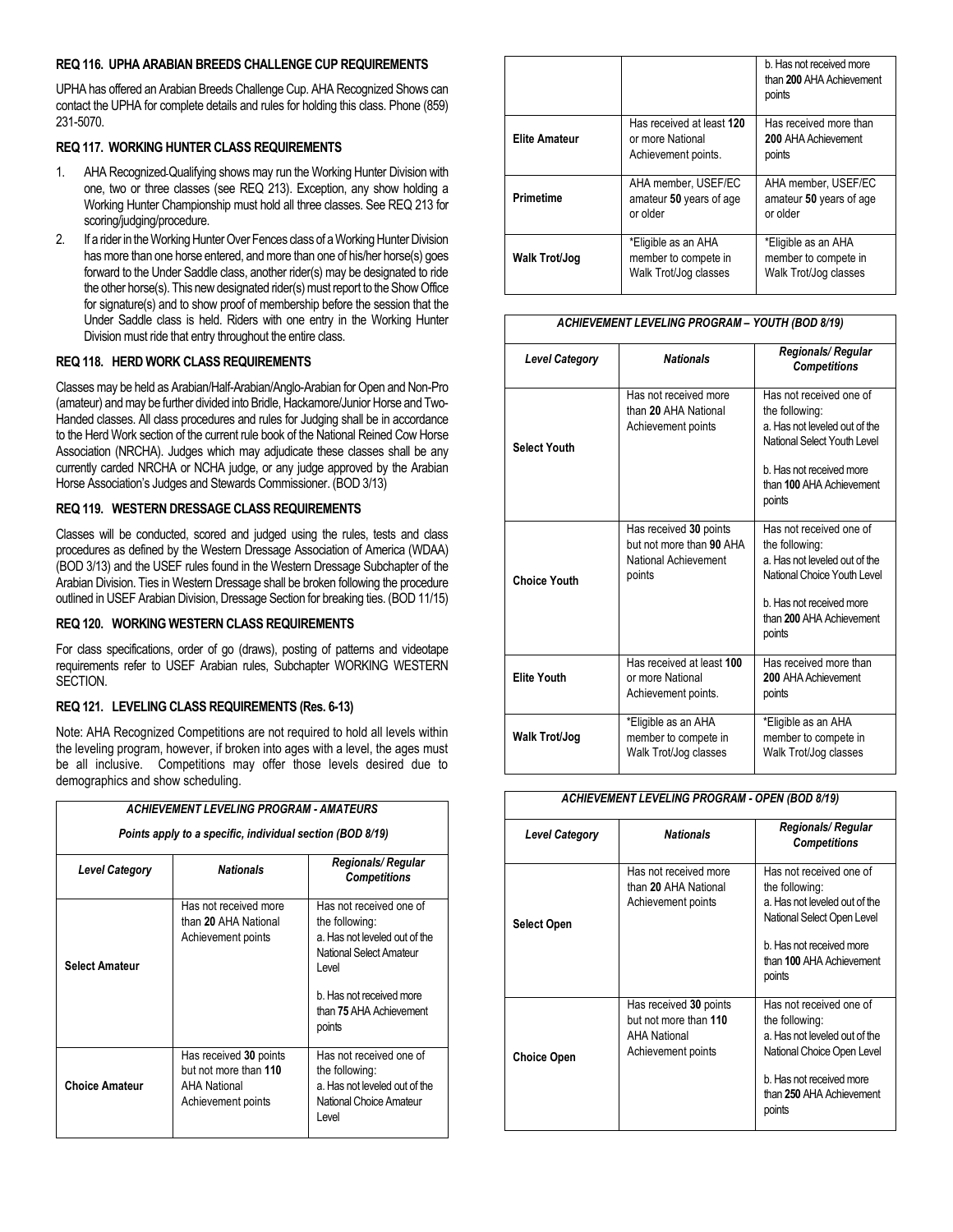### REQ 116. UPHA ARABIAN BREEDS CHALLENGE CUP REQUIREMENTS

UPHA has offered an Arabian Breeds Challenge Cup. AHA Recognized Shows can contact the UPHA for complete details and rules for holding this class. Phone (859) 231-5070.

### REQ 117. WORKING HUNTER CLASS REQUIREMENTS

1. AHA Recognized-Qualifying shows may run the Working Hunter Division with one, two or three classes (see REQ 213). Exception, any show holding a Working Hunter Championship must hold all three classes. See REQ 213 for scoring/judging/procedure.
2. If a rider in the Working Hunter Over Fences class of a Working Hunter Division has more than one horse entered, and more than one of his/her horse(s) goes forward to the Under Saddle class, another rider(s) may be designated to ride the other horse(s). This new designated rider(s) must report to the Show Office for signature(s) and to show proof of membership before the session that the Under Saddle class is held. Riders with one entry in the Working Hunter Division must ride that entry throughout the entire class.

### REQ 118. HERD WORK CLASS REQUIREMENTS

Classes may be held as Arabian/Half-Arabian/Anglo-Arabian for Open and Non-Pro (amateur) and may be further divided into Bridle, Hackamore/Junior Horse and Two-Handed classes. All class procedures and rules for Judging shall be in accordance to the Herd Work section of the current rule book of the National Reined Cow Horse Association (NRCHA). Judges which may adjudicate these classes shall be any currently carded NRCHA or NCHA judge, or any judge approved by the Arabian Horse Association's Judges and Stewards Commissioner. (BOD 3/13)

### REQ 119. WESTERN DRESSAGE CLASS REQUIREMENTS

Classes will be conducted, scored and judged using the rules, tests and class procedures as defined by the Western Dressage Association of America (WDAA) (BOD 3/13) and the USEF rules found in the Western Dressage Subchapter of the Arabian Division. Ties in Western Dressage shall be broken following the procedure outlined in USEF Arabian Division, Dressage Section for breaking ties. (BOD 11/15)

### REQ 120. WORKING WESTERN CLASS REQUIREMENTS

For class specifications, order of go (draws), posting of patterns and videotape requirements refer to USEF Arabian rules, Subchapter WORKING WESTERN SECTION.

### REQ 121. LEVELING CLASS REQUIREMENTS (Res. 6-13)

Note: AHA Recognized Competitions are not required to hold all levels within the leveling program, however, if broken into ages with a level, the ages must be all inclusive. Competitions may offer those levels desired due to demographics and show scheduling.

***ACHIEVEMENT LEVELING PROGRAM - AMATEURS***

***Points apply to a specific, individual section (BOD 8/19)***

| *Level Category* | *Nationals* | *Regionals/ Regular Competitions* |
|---|---|---|
| **Select Amateur** | Has not received more than **20** AHA National Achievement points | Has not received one of the following: a. Has not leveled out of the National Select Amateur Level b. Has not received more than **75** AHA Achievement points |
| **Choice Amateur** | Has received **30** points but not more than **110** AHA National Achievement points | Has not received one of the following: a. Has not leveled out of the National Choice Amateur Level b. Has not received more than **200** AHA Achievement points |
| **Elite Amateur** | Has received at least **120** or more National Achievement points. | Has received more than **200** AHA Achievement points |
| **Primetime** | AHA member, USEF/EC amateur **50** years of age or older | AHA member, USEF/EC amateur **50** years of age or older |
| **Walk Trot/Jog** | *Eligible as an AHA member to compete in Walk Trot/Jog classes | *Eligible as an AHA member to compete in Walk Trot/Jog classes |

***ACHIEVEMENT LEVELING PROGRAM – YOUTH (BOD 8/19)***

| *Level Category* | *Nationals* | *Regionals/ Regular Competitions* |
|---|---|---|
| **Select Youth** | Has not received more than **20** AHA National Achievement points | Has not received one of the following: a. Has not leveled out of the National Select Youth Level b. Has not received more than **100** AHA Achievement points |
| **Choice Youth** | Has received **30** points but not more than **90** AHA National Achievement points | Has not received one of the following: a. Has not leveled out of the National Choice Youth Level b. Has not received more than **200** AHA Achievement points |
| **Elite Youth** | Has received at least **100** or more National Achievement points. | Has received more than **200** AHA Achievement points |
| **Walk Trot/Jog** | *Eligible as an AHA member to compete in Walk Trot/Jog classes | *Eligible as an AHA member to compete in Walk Trot/Jog classes |

***ACHIEVEMENT LEVELING PROGRAM - OPEN (BOD 8/19)***

| *Level Category* | *Nationals* | *Regionals/ Regular Competitions* |
|---|---|---|
| **Select Open** | Has not received more than **20** AHA National Achievement points | Has not received one of the following: a. Has not leveled out of the National Select Open Level b. Has not received more than **100** AHA Achievement points |
| **Choice Open** | Has received **30** points but not more than **110** AHA National Achievement points | Has not received one of the following: a. Has not leveled out of the National Choice Open Level b. Has not received more than **250** AHA Achievement points |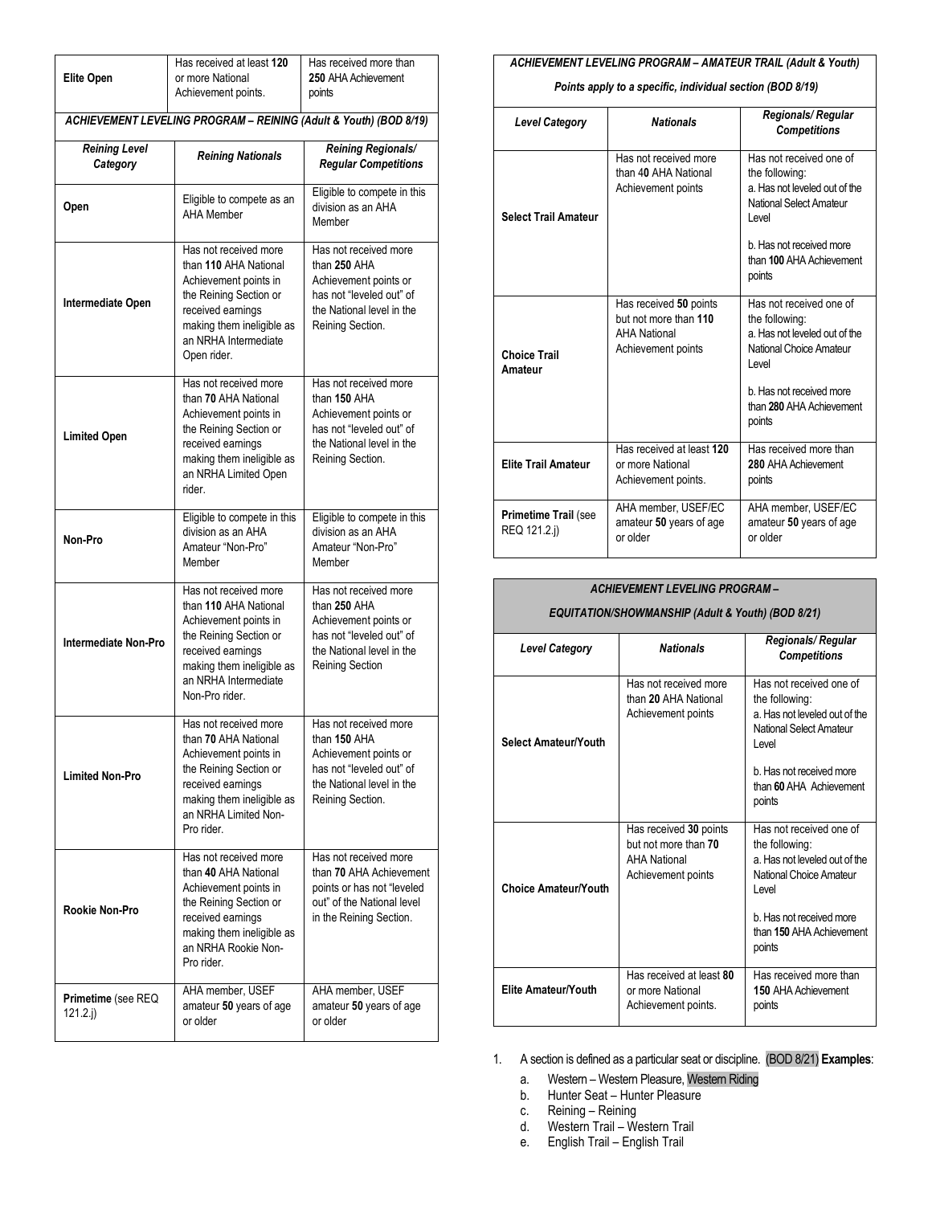| Elite Open | Has received at least **120** or more National Achievement points. | Has received more than **250** AHA Achievement points |
|---|---|---|

***ACHIEVEMENT LEVELING PROGRAM – REINING (Adult & Youth) (BOD 8/19)***

| *Reining Level Category* | *Reining Nationals* | *Reining Regionals/ Regular Competitions* |
|---|---|---|
| **Open** | Eligible to compete as an AHA Member | Eligible to compete in this division as an AHA Member |
| **Intermediate Open** | Has not received more than **110** AHA National Achievement points in the Reining Section or received earnings making them ineligible as an NRHA Intermediate Open rider. | Has not received more than **250** AHA Achievement points or has not "leveled out" of the National level in the Reining Section. |
| **Limited Open** | Has not received more than **70** AHA National Achievement points in the Reining Section or received earnings making them ineligible as an NRHA Limited Open rider. | Has not received more than **150** AHA Achievement points or has not "leveled out" of the National level in the Reining Section. |
| **Non-Pro** | Eligible to compete in this division as an AHA Amateur "Non-Pro" Member | Eligible to compete in this division as an AHA Amateur "Non-Pro" Member |
| **Intermediate Non-Pro** | Has not received more than **110** AHA National Achievement points in the Reining Section or received earnings making them ineligible as an NRHA Intermediate Non-Pro rider. | Has not received more than **250** AHA Achievement points or has not "leveled out" of the National level in the Reining Section |
| **Limited Non-Pro** | Has not received more than **70** AHA National Achievement points in the Reining Section or received earnings making them ineligible as an NRHA Limited Non-Pro rider. | Has not received more than **150** AHA Achievement points or has not "leveled out" of the National level in the Reining Section. |
| **Rookie Non-Pro** | Has not received more than **40** AHA National Achievement points in the Reining Section or received earnings making them ineligible as an NRHA Rookie Non-Pro rider. | Has not received more than **70** AHA Achievement points or has not "leveled out" of the National level in the Reining Section. |
| **Primetime** (see REQ 121.2.j) | AHA member, USEF amateur **50** years of age or older | AHA member, USEF amateur **50** years of age or older |

***ACHIEVEMENT LEVELING PROGRAM – AMATEUR TRAIL (Adult & Youth)***

***Points apply to a specific, individual section (BOD 8/19)***

| *Level Category* | *Nationals* | *Regionals/ Regular Competitions* |
|---|---|---|
| **Select Trail Amateur** | Has not received more than 4**0** AHA National Achievement points | Has not received one of the following:<br>a. Has not leveled out of the National Select Amateur Level<br>b. Has not received more than **100** AHA Achievement points |
| **Choice Trail Amateur** | Has received **50** points but not more than **110** AHA National Achievement points | Has not received one of the following:<br>a. Has not leveled out of the National Choice Amateur Level<br>b. Has not received more than **280** AHA Achievement points |
| **Elite Trail Amateur** | Has received at least **120** or more National Achievement points. | Has received more than **280** AHA Achievement points |
| **Primetime Trail** (see REQ 121.2.j) | AHA member, USEF/EC amateur **50** years of age or older | AHA member, USEF/EC amateur **50** years of age or older |

***ACHIEVEMENT LEVELING PROGRAM – EQUITATION/SHOWMANSHIP (Adult & Youth) (BOD 8/21)***

| *Level Category* | *Nationals* | *Regionals/ Regular Competitions* |
|---|---|---|
| **Select Amateur/Youth** | Has not received more than **20** AHA National Achievement points | Has not received one of the following:<br>a. Has not leveled out of the National Select Amateur Level<br>b. Has not received more than **60** AHA Achievement points |
| **Choice Amateur/Youth** | Has received **30** points but not more than **70** AHA National Achievement points | Has not received one of the following:<br>a. Has not leveled out of the National Choice Amateur Level<br>b. Has not received more than **150** AHA Achievement points |
| **Elite Amateur/Youth** | Has received at least **80** or more National Achievement points. | Has received more than **150** AHA Achievement points |

1. A section is defined as a particular seat or discipline. (BOD 8/21) **Examples**:
    a. Western – Western Pleasure, Western Riding
    b. Hunter Seat – Hunter Pleasure
    c. Reining – Reining
    d. Western Trail – Western Trail
    e. English Trail – English Trail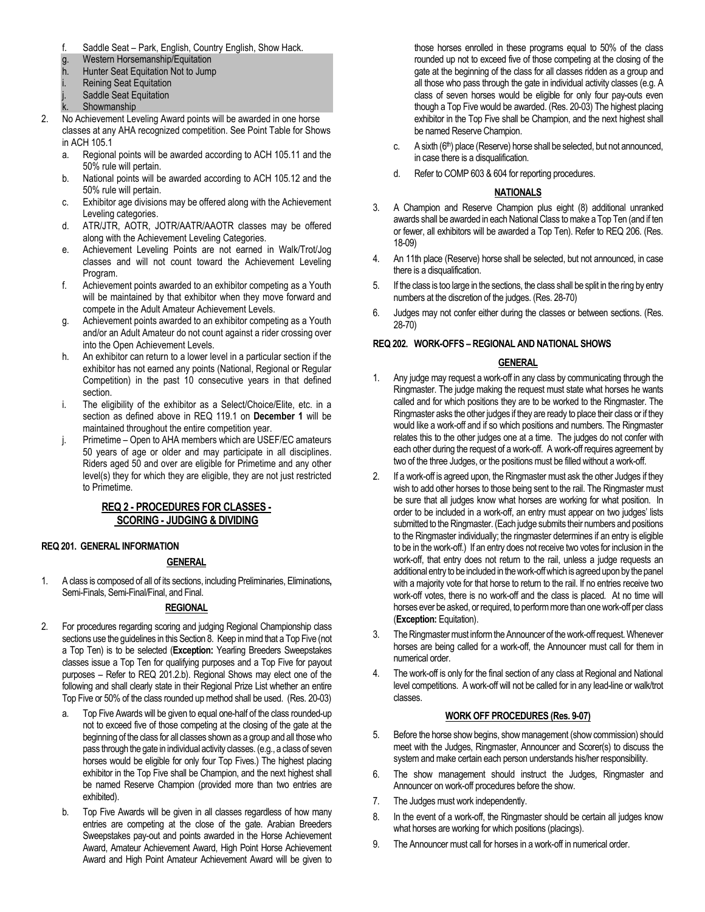f. Saddle Seat – Park, English, Country English, Show Hack.
g. Western Horsemanship/Equitation
h. Hunter Seat Equitation Not to Jump
i. Reining Seat Equitation
j. Saddle Seat Equitation
k. Showmanship

2. No Achievement Leveling Award points will be awarded in one horse classes at any AHA recognized competition. See Point Table for Shows in ACH 105.1
   a. Regional points will be awarded according to ACH 105.11 and the 50% rule will pertain.
   b. National points will be awarded according to ACH 105.12 and the 50% rule will pertain.
   c. Exhibitor age divisions may be offered along with the Achievement Leveling categories.
   d. ATR/JTR, AOTR, JOTR/AATR/AAOTR classes may be offered along with the Achievement Leveling Categories.
   e. Achievement Leveling Points are not earned in Walk/Trot/Jog classes and will not count toward the Achievement Leveling Program.
   f. Achievement points awarded to an exhibitor competing as a Youth will be maintained by that exhibitor when they move forward and compete in the Adult Amateur Achievement Levels.
   g. Achievement points awarded to an exhibitor competing as a Youth and/or an Adult Amateur do not count against a rider crossing over into the Open Achievement Levels.
   h. An exhibitor can return to a lower level in a particular section if the exhibitor has not earned any points (National, Regional or Regular Competition) in the past 10 consecutive years in that defined section.
   i. The eligibility of the exhibitor as a Select/Choice/Elite, etc. in a section as defined above in REQ 119.1 on **December 1** will be maintained throughout the entire competition year.
   j. Primetime – Open to AHA members which are USEF/EC amateurs 50 years of age or older and may participate in all disciplines. Riders aged 50 and over are eligible for Primetime and any other level(s) they for which they are eligible, they are not just restricted to Primetime.

## REQ 2 - PROCEDURES FOR CLASSES - SCORING - JUDGING & DIVIDING

### REQ 201. GENERAL INFORMATION

**GENERAL**

1. A class is composed of all of its sections, including Preliminaries, Eliminations**,** Semi-Finals, Semi-Final/Final, and Final.

**REGIONAL**

2. For procedures regarding scoring and judging Regional Championship class sections use the guidelines in this Section 8. Keep in mind that a Top Five (not a Top Ten) is to be selected (**Exception:** Yearling Breeders Sweepstakes classes issue a Top Ten for qualifying purposes and a Top Five for payout purposes – Refer to REQ 201.2.b). Regional Shows may elect one of the following and shall clearly state in their Regional Prize List whether an entire Top Five or 50% of the class rounded up method shall be used. (Res. 20-03)
   a. Top Five Awards will be given to equal one-half of the class rounded-up not to exceed five of those competing at the closing of the gate at the beginning of the class for all classes shown as a group and all those who pass through the gate in individual activity classes. (e.g., a class of seven horses would be eligible for only four Top Fives.) The highest placing exhibitor in the Top Five shall be Champion, and the next highest shall be named Reserve Champion (provided more than two entries are exhibited).
   b. Top Five Awards will be given in all classes regardless of how many entries are competing at the close of the gate. Arabian Breeders Sweepstakes pay-out and points awarded in the Horse Achievement Award, Amateur Achievement Award, High Point Horse Achievement Award and High Point Amateur Achievement Award will be given to those horses enrolled in these programs equal to 50% of the class rounded up not to exceed five of those competing at the closing of the gate at the beginning of the class for all classes ridden as a group and all those who pass through the gate in individual activity classes (e.g. A class of seven horses would be eligible for only four pay-outs even though a Top Five would be awarded. (Res. 20-03) The highest placing exhibitor in the Top Five shall be Champion, and the next highest shall be named Reserve Champion.
   c. A sixth (6th) place (Reserve) horse shall be selected, but not announced, in case there is a disqualification.
   d. Refer to COMP 603 & 604 for reporting procedures.

**NATIONALS**

3. A Champion and Reserve Champion plus eight (8) additional unranked awards shall be awarded in each National Class to make a Top Ten (and if ten or fewer, all exhibitors will be awarded a Top Ten). Refer to REQ 206. (Res. 18-09)
4. An 11th place (Reserve) horse shall be selected, but not announced, in case there is a disqualification.
5. If the class is too large in the sections, the class shall be split in the ring by entry numbers at the discretion of the judges. (Res. 28-70)
6. Judges may not confer either during the classes or between sections. (Res. 28-70)

### REQ 202. WORK-OFFS – REGIONAL AND NATIONAL SHOWS

**GENERAL**

1. Any judge may request a work-off in any class by communicating through the Ringmaster. The judge making the request must state what horses he wants called and for which positions they are to be worked to the Ringmaster. The Ringmaster asks the other judges if they are ready to place their class or if they would like a work-off and if so which positions and numbers. The Ringmaster relates this to the other judges one at a time. The judges do not confer with each other during the request of a work-off. A work-off requires agreement by two of the three Judges, or the positions must be filled without a work-off.
2. If a work-off is agreed upon, the Ringmaster must ask the other Judges if they wish to add other horses to those being sent to the rail. The Ringmaster must be sure that all judges know what horses are working for what position. In order to be included in a work-off, an entry must appear on two judges' lists submitted to the Ringmaster. (Each judge submits their numbers and positions to the Ringmaster individually; the ringmaster determines if an entry is eligible to be in the work-off.) If an entry does not receive two votes for inclusion in the work-off, that entry does not return to the rail, unless a judge requests an additional entry to be included in the work-off which is agreed upon by the panel with a majority vote for that horse to return to the rail. If no entries receive two work-off votes, there is no work-off and the class is placed. At no time will horses ever be asked, or required, to perform more than one work-off per class (**Exception:** Equitation).
3. The Ringmaster must inform the Announcer of the work-off request. Whenever horses are being called for a work-off, the Announcer must call for them in numerical order.
4. The work-off is only for the final section of any class at Regional and National level competitions. A work-off will not be called for in any lead-line or walk/trot classes.

**WORK OFF PROCEDURES (Res. 9-07)**

5. Before the horse show begins, show management (show commission) should meet with the Judges, Ringmaster, Announcer and Scorer(s) to discuss the system and make certain each person understands his/her responsibility.
6. The show management should instruct the Judges, Ringmaster and Announcer on work-off procedures before the show.
7. The Judges must work independently.
8. In the event of a work-off, the Ringmaster should be certain all judges know what horses are working for which positions (placings).
9. The Announcer must call for horses in a work-off in numerical order.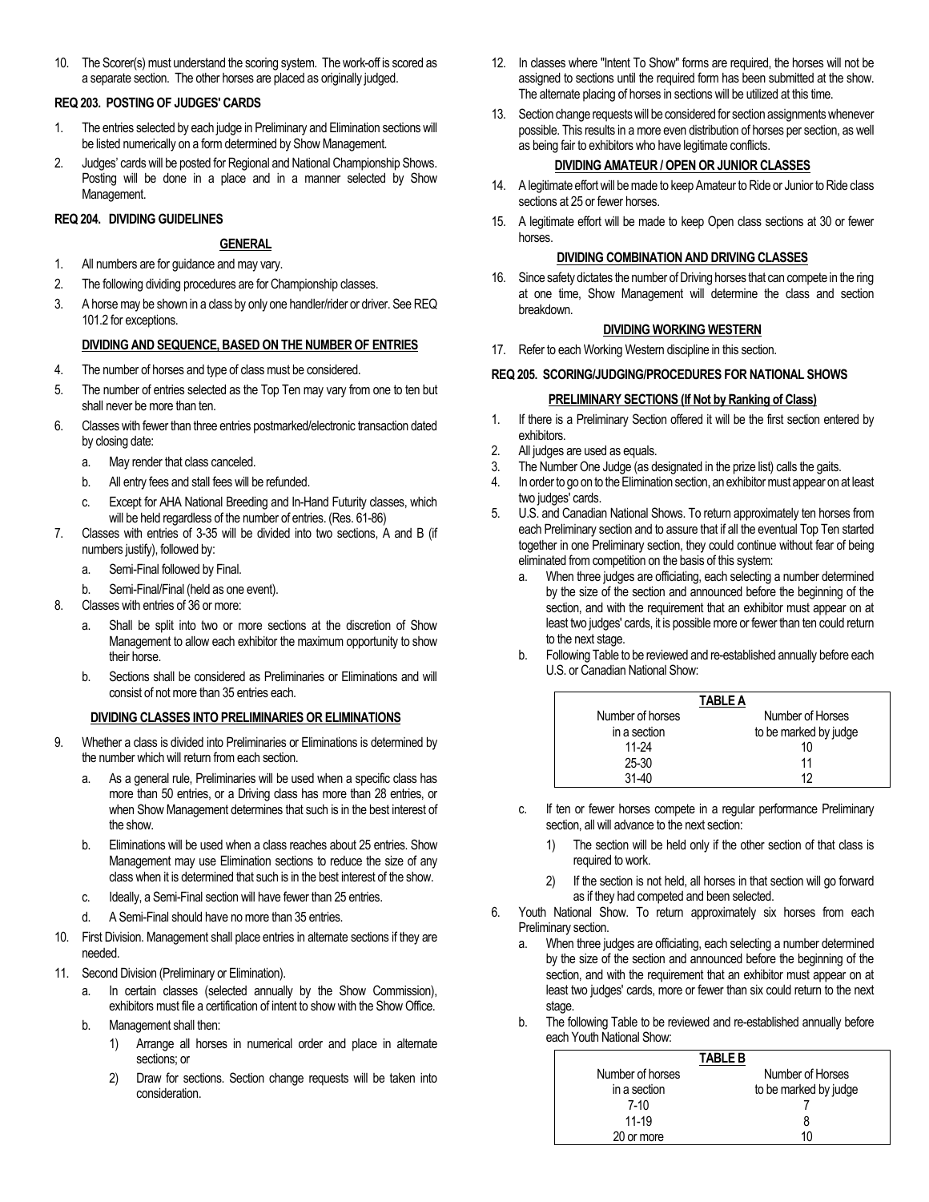10. The Scorer(s) must understand the scoring system. The work-off is scored as a separate section. The other horses are placed as originally judged.

### REQ 203. POSTING OF JUDGES' CARDS

1. The entries selected by each judge in Preliminary and Elimination sections will be listed numerically on a form determined by Show Management.
2. Judges' cards will be posted for Regional and National Championship Shows. Posting will be done in a place and in a manner selected by Show Management.

### REQ 204. DIVIDING GUIDELINES

#### GENERAL

1. All numbers are for guidance and may vary.
2. The following dividing procedures are for Championship classes.
3. A horse may be shown in a class by only one handler/rider or driver. See REQ 101.2 for exceptions.

#### DIVIDING AND SEQUENCE, BASED ON THE NUMBER OF ENTRIES

4. The number of horses and type of class must be considered.
5. The number of entries selected as the Top Ten may vary from one to ten but shall never be more than ten.
6. Classes with fewer than three entries postmarked/electronic transaction dated by closing date:
   a. May render that class canceled.
   b. All entry fees and stall fees will be refunded.
   c. Except for AHA National Breeding and In-Hand Futurity classes, which will be held regardless of the number of entries. (Res. 61-86)
7. Classes with entries of 3-35 will be divided into two sections, A and B (if numbers justify), followed by:
   a. Semi-Final followed by Final.
   b. Semi-Final/Final (held as one event).
8. Classes with entries of 36 or more:
   a. Shall be split into two or more sections at the discretion of Show Management to allow each exhibitor the maximum opportunity to show their horse.
   b. Sections shall be considered as Preliminaries or Eliminations and will consist of not more than 35 entries each.

#### DIVIDING CLASSES INTO PRELIMINARIES OR ELIMINATIONS

9. Whether a class is divided into Preliminaries or Eliminations is determined by the number which will return from each section.
   a. As a general rule, Preliminaries will be used when a specific class has more than 50 entries, or a Driving class has more than 28 entries, or when Show Management determines that such is in the best interest of the show.
   b. Eliminations will be used when a class reaches about 25 entries. Show Management may use Elimination sections to reduce the size of any class when it is determined that such is in the best interest of the show.
   c. Ideally, a Semi-Final section will have fewer than 25 entries.
   d. A Semi-Final should have no more than 35 entries.
10. First Division. Management shall place entries in alternate sections if they are needed.
11. Second Division (Preliminary or Elimination).
    a. In certain classes (selected annually by the Show Commission), exhibitors must file a certification of intent to show with the Show Office.
    b. Management shall then:
       1) Arrange all horses in numerical order and place in alternate sections; or
       2) Draw for sections. Section change requests will be taken into consideration.
12. In classes where "Intent To Show" forms are required, the horses will not be assigned to sections until the required form has been submitted at the show. The alternate placing of horses in sections will be utilized at this time.
13. Section change requests will be considered for section assignments whenever possible. This results in a more even distribution of horses per section, as well as being fair to exhibitors who have legitimate conflicts.

#### DIVIDING AMATEUR / OPEN OR JUNIOR CLASSES

14. A legitimate effort will be made to keep Amateur to Ride or Junior to Ride class sections at 25 or fewer horses.
15. A legitimate effort will be made to keep Open class sections at 30 or fewer horses.

#### DIVIDING COMBINATION AND DRIVING CLASSES

16. Since safety dictates the number of Driving horses that can compete in the ring at one time, Show Management will determine the class and section breakdown.

#### DIVIDING WORKING WESTERN

17. Refer to each Working Western discipline in this section.

### REQ 205. SCORING/JUDGING/PROCEDURES FOR NATIONAL SHOWS

#### PRELIMINARY SECTIONS (If Not by Ranking of Class)

1. If there is a Preliminary Section offered it will be the first section entered by exhibitors.
2. All judges are used as equals.
3. The Number One Judge (as designated in the prize list) calls the gaits.
4. In order to go on to the Elimination section, an exhibitor must appear on at least two judges' cards.
5. U.S. and Canadian National Shows. To return approximately ten horses from each Preliminary section and to assure that if all the eventual Top Ten started together in one Preliminary section, they could continue without fear of being eliminated from competition on the basis of this system:
   a. When three judges are officiating, each selecting a number determined by the size of the section and announced before the beginning of the section, and with the requirement that an exhibitor must appear on at least two judges' cards, it is possible more or fewer than ten could return to the next stage.
   b. Following Table to be reviewed and re-established annually before each U.S. or Canadian National Show:

**TABLE A**

| Number of horses in a section | Number of Horses to be marked by judge |
|---|---|
| 11-24 | 10 |
| 25-30 | 11 |
| 31-40 | 12 |

   c. If ten or fewer horses compete in a regular performance Preliminary section, all will advance to the next section:
      1) The section will be held only if the other section of that class is required to work.
      2) If the section is not held, all horses in that section will go forward as if they had competed and been selected.
6. Youth National Show. To return approximately six horses from each Preliminary section.
   a. When three judges are officiating, each selecting a number determined by the size of the section and announced before the beginning of the section, and with the requirement that an exhibitor must appear on at least two judges' cards, more or fewer than six could return to the next stage.
   b. The following Table to be reviewed and re-established annually before each Youth National Show:

**TABLE B**

| Number of horses in a section | Number of Horses to be marked by judge |
|---|---|
| 7-10 | 7 |
| 11-19 | 8 |
| 20 or more | 10 |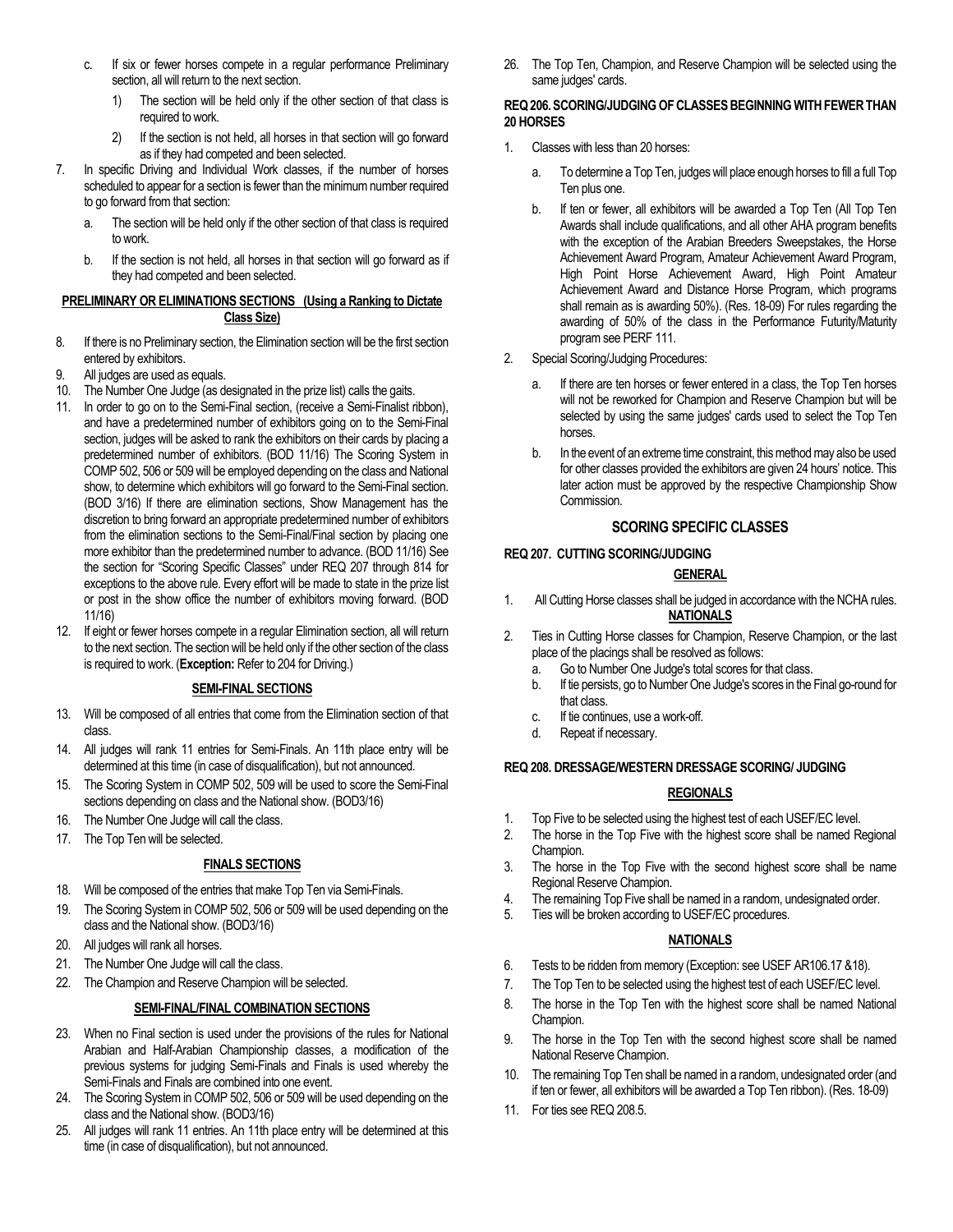c. If six or fewer horses compete in a regular performance Preliminary section, all will return to the next section.
   1) The section will be held only if the other section of that class is required to work.
   2) If the section is not held, all horses in that section will go forward as if they had competed and been selected.

7. In specific Driving and Individual Work classes, if the number of horses scheduled to appear for a section is fewer than the minimum number required to go forward from that section:
   a. The section will be held only if the other section of that class is required to work.
   b. If the section is not held, all horses in that section will go forward as if they had competed and been selected.

#### PRELIMINARY OR ELIMINATIONS SECTIONS (Using a Ranking to Dictate Class Size)

8. If there is no Preliminary section, the Elimination section will be the first section entered by exhibitors.
9. All judges are used as equals.
10. The Number One Judge (as designated in the prize list) calls the gaits.
11. In order to go on to the Semi-Final section, (receive a Semi-Finalist ribbon), and have a predetermined number of exhibitors going on to the Semi-Final section, judges will be asked to rank the exhibitors on their cards by placing a predetermined number of exhibitors. (BOD 11/16) The Scoring System in COMP 502, 506 or 509 will be employed depending on the class and National show, to determine which exhibitors will go forward to the Semi-Final section. (BOD 3/16) If there are elimination sections, Show Management has the discretion to bring forward an appropriate predetermined number of exhibitors from the elimination sections to the Semi-Final/Final section by placing one more exhibitor than the predetermined number to advance. (BOD 11/16) See the section for "Scoring Specific Classes" under REQ 207 through 814 for exceptions to the above rule. Every effort will be made to state in the prize list or post in the show office the number of exhibitors moving forward. (BOD 11/16)
12. If eight or fewer horses compete in a regular Elimination section, all will return to the next section. The section will be held only if the other section of the class is required to work. (**Exception:** Refer to 204 for Driving.)

#### SEMI-FINAL SECTIONS

13. Will be composed of all entries that come from the Elimination section of that class.
14. All judges will rank 11 entries for Semi-Finals. An 11th place entry will be determined at this time (in case of disqualification), but not announced.
15. The Scoring System in COMP 502, 509 will be used to score the Semi-Final sections depending on class and the National show. (BOD3/16)
16. The Number One Judge will call the class.
17. The Top Ten will be selected.

#### FINALS SECTIONS

18. Will be composed of the entries that make Top Ten via Semi-Finals.
19. The Scoring System in COMP 502, 506 or 509 will be used depending on the class and the National show. (BOD3/16)
20. All judges will rank all horses.
21. The Number One Judge will call the class.
22. The Champion and Reserve Champion will be selected.

#### SEMI-FINAL/FINAL COMBINATION SECTIONS

23. When no Final section is used under the provisions of the rules for National Arabian and Half-Arabian Championship classes, a modification of the previous systems for judging Semi-Finals and Finals is used whereby the Semi-Finals and Finals are combined into one event.
24. The Scoring System in COMP 502, 506 or 509 will be used depending on the class and the National show. (BOD3/16)
25. All judges will rank 11 entries. An 11th place entry will be determined at this time (in case of disqualification), but not announced.
26. The Top Ten, Champion, and Reserve Champion will be selected using the same judges' cards.

#### REQ 206. SCORING/JUDGING OF CLASSES BEGINNING WITH FEWER THAN 20 HORSES

1. Classes with less than 20 horses:
   a. To determine a Top Ten, judges will place enough horses to fill a full Top Ten plus one.
   b. If ten or fewer, all exhibitors will be awarded a Top Ten (All Top Ten Awards shall include qualifications, and all other AHA program benefits with the exception of the Arabian Breeders Sweepstakes, the Horse Achievement Award Program, Amateur Achievement Award Program, High Point Horse Achievement Award, High Point Amateur Achievement Award and Distance Horse Program, which programs shall remain as is awarding 50%). (Res. 18-09) For rules regarding the awarding of 50% of the class in the Performance Futurity/Maturity program see PERF 111.
2. Special Scoring/Judging Procedures:
   a. If there are ten horses or fewer entered in a class, the Top Ten horses will not be reworked for Champion and Reserve Champion but will be selected by using the same judges' cards used to select the Top Ten horses.
   b. In the event of an extreme time constraint, this method may also be used for other classes provided the exhibitors are given 24 hours' notice. This later action must be approved by the respective Championship Show Commission.

## SCORING SPECIFIC CLASSES

#### REQ 207. CUTTING SCORING/JUDGING

#### GENERAL

1. All Cutting Horse classes shall be judged in accordance with the NCHA rules.

#### NATIONALS

2. Ties in Cutting Horse classes for Champion, Reserve Champion, or the last place of the placings shall be resolved as follows:
   a. Go to Number One Judge's total scores for that class.
   b. If tie persists, go to Number One Judge's scores in the Final go-round for that class.
   c. If tie continues, use a work-off.
   d. Repeat if necessary.

#### REQ 208. DRESSAGE/WESTERN DRESSAGE SCORING/ JUDGING

#### REGIONALS

1. Top Five to be selected using the highest test of each USEF/EC level.
2. The horse in the Top Five with the highest score shall be named Regional Champion.
3. The horse in the Top Five with the second highest score shall be name Regional Reserve Champion.
4. The remaining Top Five shall be named in a random, undesignated order.
5. Ties will be broken according to USEF/EC procedures.

#### NATIONALS

6. Tests to be ridden from memory (Exception: see USEF AR106.17 &18).
7. The Top Ten to be selected using the highest test of each USEF/EC level.
8. The horse in the Top Ten with the highest score shall be named National Champion.
9. The horse in the Top Ten with the second highest score shall be named National Reserve Champion.
10. The remaining Top Ten shall be named in a random, undesignated order (and if ten or fewer, all exhibitors will be awarded a Top Ten ribbon). (Res. 18-09)
11. For ties see REQ 208.5.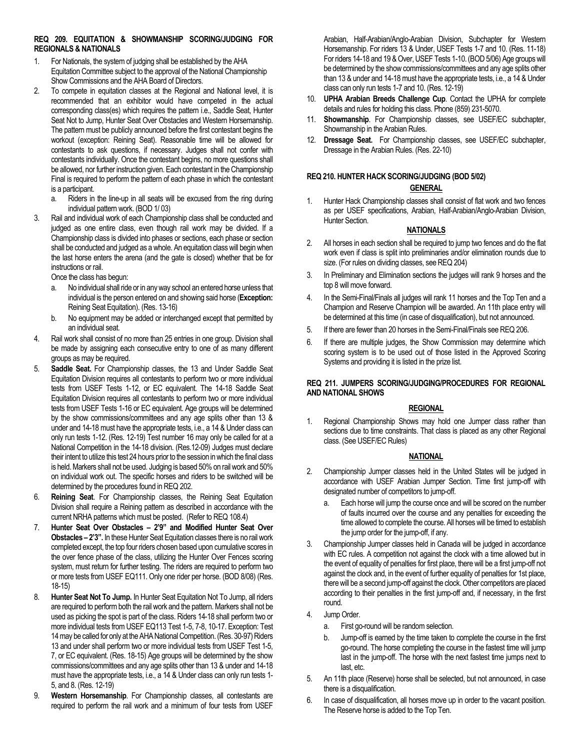### REQ 209. EQUITATION & SHOWMANSHIP SCORING/JUDGING FOR REGIONALS & NATIONALS

1. For Nationals, the system of judging shall be established by the AHA Equitation Committee subject to the approval of the National Championship Show Commissions and the AHA Board of Directors.
2. To compete in equitation classes at the Regional and National level, it is recommended that an exhibitor would have competed in the actual corresponding class(es) which requires the pattern i.e., Saddle Seat, Hunter Seat Not to Jump, Hunter Seat Over Obstacles and Western Horsemanship. The pattern must be publicly announced before the first contestant begins the workout (exception: Reining Seat). Reasonable time will be allowed for contestants to ask questions, if necessary. Judges shall not confer with contestants individually. Once the contestant begins, no more questions shall be allowed, nor further instruction given. Each contestant in the Championship Final is required to perform the pattern of each phase in which the contestant is a participant.
   a. Riders in the line-up in all seats will be excused from the ring during individual pattern work. (BOD 1/ 03)
3. Rail and individual work of each Championship class shall be conducted and judged as one entire class, even though rail work may be divided. If a Championship class is divided into phases or sections, each phase or section shall be conducted and judged as a whole. An equitation class will begin when the last horse enters the arena (and the gate is closed) whether that be for instructions or rail.

   Once the class has begun:
   a. No individual shall ride or in any way school an entered horse unless that individual is the person entered on and showing said horse (**Exception:** Reining Seat Equitation). (Res. 13-16)
   b. No equipment may be added or interchanged except that permitted by an individual seat.
4. Rail work shall consist of no more than 25 entries in one group. Division shall be made by assigning each consecutive entry to one of as many different groups as may be required.
5. **Saddle Seat.** For Championship classes, the 13 and Under Saddle Seat Equitation Division requires all contestants to perform two or more individual tests from USEF Tests 1-12, or EC equivalent. The 14-18 Saddle Seat Equitation Division requires all contestants to perform two or more individual tests from USEF Tests 1-16 or EC equivalent. Age groups will be determined by the show commissions/committees and any age splits other than 13 & under and 14-18 must have the appropriate tests, i.e., a 14 & Under class can only run tests 1-12. (Res. 12-19) Test number 16 may only be called for at a National Competition in the 14-18 division. (Res.12-09) Judges must declare their intent to utilize this test 24 hours prior to the session in which the final class is held. Markers shall not be used. Judging is based 50% on rail work and 50% on individual work out. The specific horses and riders to be switched will be determined by the procedures found in REQ 202.
6. **Reining Seat**. For Championship classes, the Reining Seat Equitation Division shall require a Reining pattern as described in accordance with the current NRHA patterns which must be posted. (Refer to REQ 108.4)
7. **Hunter Seat Over Obstacles – 2'9" and Modified Hunter Seat Over Obstacles – 2'3".** In these Hunter Seat Equitation classes there is no rail work completed except, the top four riders chosen based upon cumulative scores in the over fence phase of the class, utilizing the Hunter Over Fences scoring system, must return for further testing. The riders are required to perform two or more tests from USEF EQ111. Only one rider per horse. (BOD 8/08) (Res. 18-15)
8. **Hunter Seat Not To Jump.** In Hunter Seat Equitation Not To Jump, all riders are required to perform both the rail work and the pattern. Markers shall not be used as picking the spot is part of the class. Riders 14-18 shall perform two or more individual tests from USEF EQ113 Test 1-5, 7-8, 10-17. Exception: Test 14 may be called for only at the AHA National Competition. (Res. 30-97) Riders 13 and under shall perform two or more individual tests from USEF Test 1-5, 7, or EC equivalent. (Res. 18-15) Age groups will be determined by the show commissions/committees and any age splits other than 13 & under and 14-18 must have the appropriate tests, i.e., a 14 & Under class can only run tests 1-5, and 8. (Res. 12-19)
9. **Western Horsemanship**. For Championship classes, all contestants are required to perform the rail work and a minimum of four tests from USEF Arabian, Half-Arabian/Anglo-Arabian Division, Subchapter for Western Horsemanship. For riders 13 & Under, USEF Tests 1-7 and 10. (Res. 11-18) For riders 14-18 and 19 & Over, USEF Tests 1-10. (BOD 5/06) Age groups will be determined by the show commissions/committees and any age splits other than 13 & under and 14-18 must have the appropriate tests, i.e., a 14 & Under class can only run tests 1-7 and 10. (Res. 12-19)
10. **UPHA Arabian Breeds Challenge Cup**. Contact the UPHA for complete details and rules for holding this class. Phone (859) 231-5070.
11. **Showmanship**. For Championship classes, see USEF/EC subchapter, Showmanship in the Arabian Rules.
12. **Dressage Seat.** For Championship classes, see USEF/EC subchapter, Dressage in the Arabian Rules. (Res. 22-10)

### REQ 210. HUNTER HACK SCORING/JUDGING (BOD 5/02)

**GENERAL**

1. Hunter Hack Championship classes shall consist of flat work and two fences as per USEF specifications, Arabian, Half-Arabian/Anglo-Arabian Division, Hunter Section.

**NATIONALS**

2. All horses in each section shall be required to jump two fences and do the flat work even if class is split into preliminaries and/or elimination rounds due to size. (For rules on dividing classes, see REQ 204)
3. In Preliminary and Elimination sections the judges will rank 9 horses and the top 8 will move forward.
4. In the Semi-Final/Finals all judges will rank 11 horses and the Top Ten and a Champion and Reserve Champion will be awarded. An 11th place entry will be determined at this time (in case of disqualification), but not announced.
5. If there are fewer than 20 horses in the Semi-Final/Finals see REQ 206.
6. If there are multiple judges, the Show Commission may determine which scoring system is to be used out of those listed in the Approved Scoring Systems and providing it is listed in the prize list.

### REQ 211. JUMPERS SCORING/JUDGING/PROCEDURES FOR REGIONAL AND NATIONAL SHOWS

**REGIONAL**

1. Regional Championship Shows may hold one Jumper class rather than sections due to time constraints. That class is placed as any other Regional class. (See USEF/EC Rules)

**NATIONAL**

2. Championship Jumper classes held in the United States will be judged in accordance with USEF Arabian Jumper Section. Time first jump-off with designated number of competitors to jump-off.
   a. Each horse will jump the course once and will be scored on the number of faults incurred over the course and any penalties for exceeding the time allowed to complete the course. All horses will be timed to establish the jump order for the jump-off, if any.
3. Championship Jumper classes held in Canada will be judged in accordance with EC rules. A competition not against the clock with a time allowed but in the event of equality of penalties for first place, there will be a first jump-off not against the clock and, in the event of further equality of penalties for 1st place, there will be a second jump-off against the clock. Other competitors are placed according to their penalties in the first jump-off and, if necessary, in the first round.
4. Jump Order.
   a. First go-round will be random selection.
   b. Jump-off is earned by the time taken to complete the course in the first go-round. The horse completing the course in the fastest time will jump last in the jump-off. The horse with the next fastest time jumps next to last, etc.
5. An 11th place (Reserve) horse shall be selected, but not announced, in case there is a disqualification.
6. In case of disqualification, all horses move up in order to the vacant position. The Reserve horse is added to the Top Ten.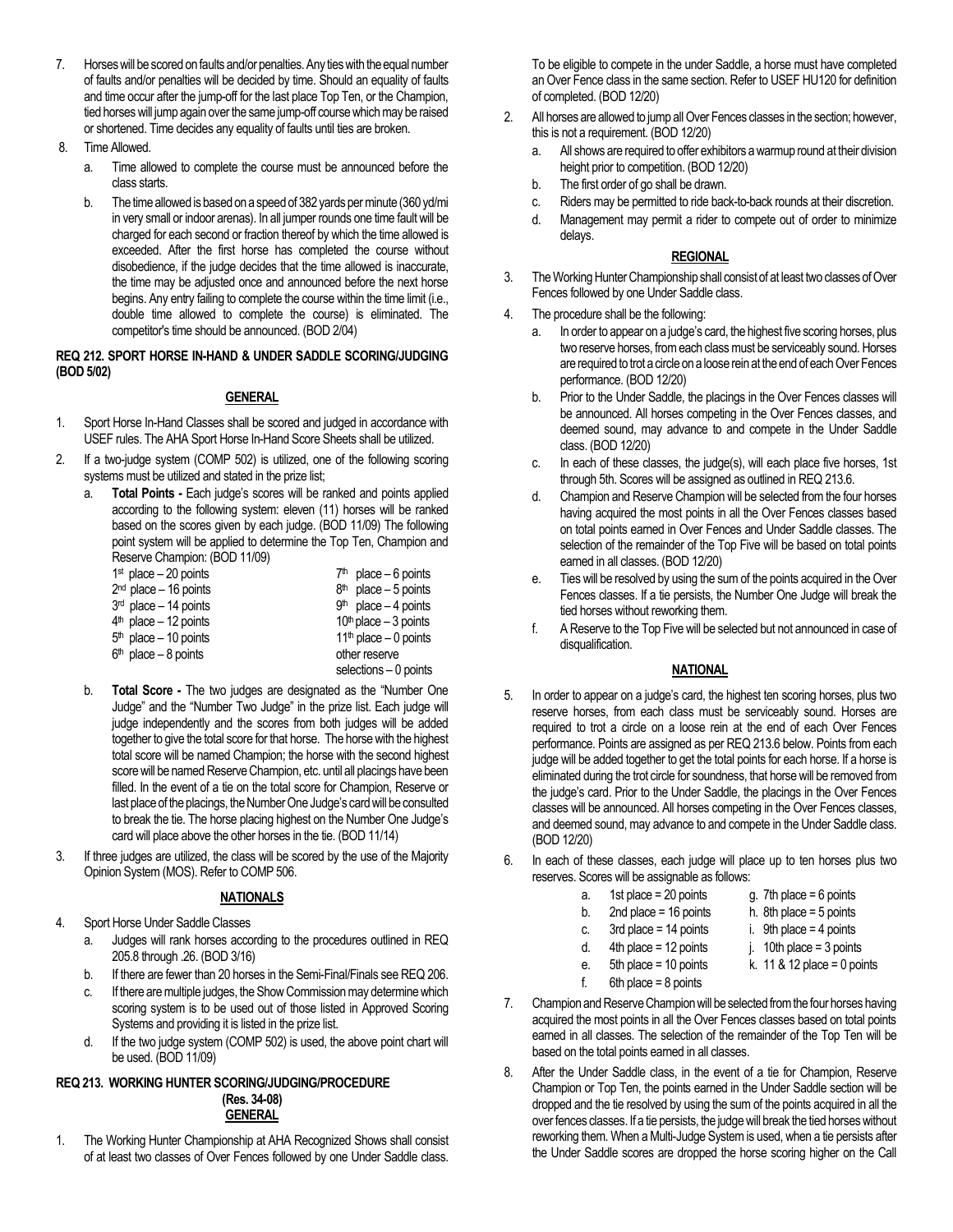7. Horses will be scored on faults and/or penalties. Any ties with the equal number of faults and/or penalties will be decided by time. Should an equality of faults and time occur after the jump-off for the last place Top Ten, or the Champion, tied horses will jump again over the same jump-off course which may be raised or shortened. Time decides any equality of faults until ties are broken.
8. Time Allowed.
   a. Time allowed to complete the course must be announced before the class starts.
   b. The time allowed is based on a speed of 382 yards per minute (360 yd/mi in very small or indoor arenas). In all jumper rounds one time fault will be charged for each second or fraction thereof by which the time allowed is exceeded. After the first horse has completed the course without disobedience, if the judge decides that the time allowed is inaccurate, the time may be adjusted once and announced before the next horse begins. Any entry failing to complete the course within the time limit (i.e., double time allowed to complete the course) is eliminated. The competitor's time should be announced. (BOD 2/04)

**REQ 212. SPORT HORSE IN-HAND & UNDER SADDLE SCORING/JUDGING (BOD 5/02)**

**GENERAL**

1. Sport Horse In-Hand Classes shall be scored and judged in accordance with USEF rules. The AHA Sport Horse In-Hand Score Sheets shall be utilized.
2. If a two-judge system (COMP 502) is utilized, one of the following scoring systems must be utilized and stated in the prize list;
   a. **Total Points -** Each judge's scores will be ranked and points applied according to the following system: eleven (11) horses will be ranked based on the scores given by each judge. (BOD 11/09) The following point system will be applied to determine the Top Ten, Champion and Reserve Champion: (BOD 11/09)

| | |
|---|---|
| 1st place – 20 points | 7th place – 6 points |
| 2nd place – 16 points | 8th place – 5 points |
| 3rd place – 14 points | 9th place – 4 points |
| 4th place – 12 points | 10th place – 3 points |
| 5th place – 10 points | 11th place – 0 points |
| 6th place – 8 points | other reserve selections – 0 points |

   b. **Total Score -** The two judges are designated as the "Number One Judge" and the "Number Two Judge" in the prize list. Each judge will judge independently and the scores from both judges will be added together to give the total score for that horse. The horse with the highest total score will be named Champion; the horse with the second highest score will be named Reserve Champion, etc. until all placings have been filled. In the event of a tie on the total score for Champion, Reserve or last place of the placings, the Number One Judge's card will be consulted to break the tie. The horse placing highest on the Number One Judge's card will place above the other horses in the tie. (BOD 11/14)
3. If three judges are utilized, the class will be scored by the use of the Majority Opinion System (MOS). Refer to COMP 506.

**NATIONALS**

4. Sport Horse Under Saddle Classes
   a. Judges will rank horses according to the procedures outlined in REQ 205.8 through .26. (BOD 3/16)
   b. If there are fewer than 20 horses in the Semi-Final/Finals see REQ 206.
   c. If there are multiple judges, the Show Commission may determine which scoring system is to be used out of those listed in Approved Scoring Systems and providing it is listed in the prize list.
   d. If the two judge system (COMP 502) is used, the above point chart will be used. (BOD 11/09)

**REQ 213. WORKING HUNTER SCORING/JUDGING/PROCEDURE (Res. 34-08)**

**GENERAL**

1. The Working Hunter Championship at AHA Recognized Shows shall consist of at least two classes of Over Fences followed by one Under Saddle class. To be eligible to compete in the under Saddle, a horse must have completed an Over Fence class in the same section. Refer to USEF HU120 for definition of completed. (BOD 12/20)
2. All horses are allowed to jump all Over Fences classes in the section; however, this is not a requirement. (BOD 12/20)
   a. All shows are required to offer exhibitors a warmup round at their division height prior to competition. (BOD 12/20)
   b. The first order of go shall be drawn.
   c. Riders may be permitted to ride back-to-back rounds at their discretion.
   d. Management may permit a rider to compete out of order to minimize delays.

**REGIONAL**

3. The Working Hunter Championship shall consist of at least two classes of Over Fences followed by one Under Saddle class.
4. The procedure shall be the following:
   a. In order to appear on a judge's card, the highest five scoring horses, plus two reserve horses, from each class must be serviceably sound. Horses are required to trot a circle on a loose rein at the end of each Over Fences performance. (BOD 12/20)
   b. Prior to the Under Saddle, the placings in the Over Fences classes will be announced. All horses competing in the Over Fences classes, and deemed sound, may advance to and compete in the Under Saddle class. (BOD 12/20)
   c. In each of these classes, the judge(s), will each place five horses, 1st through 5th. Scores will be assigned as outlined in REQ 213.6.
   d. Champion and Reserve Champion will be selected from the four horses having acquired the most points in all the Over Fences classes based on total points earned in Over Fences and Under Saddle classes. The selection of the remainder of the Top Five will be based on total points earned in all classes. (BOD 12/20)
   e. Ties will be resolved by using the sum of the points acquired in the Over Fences classes. If a tie persists, the Number One Judge will break the tied horses without reworking them.
   f. A Reserve to the Top Five will be selected but not announced in case of disqualification.

**NATIONAL**

5. In order to appear on a judge's card, the highest ten scoring horses, plus two reserve horses, from each class must be serviceably sound. Horses are required to trot a circle on a loose rein at the end of each Over Fences performance. Points are assigned as per REQ 213.6 below. Points from each judge will be added together to get the total points for each horse. If a horse is eliminated during the trot circle for soundness, that horse will be removed from the judge's card. Prior to the Under Saddle, the placings in the Over Fences classes will be announced. All horses competing in the Over Fences classes, and deemed sound, may advance to and compete in the Under Saddle class. (BOD 12/20)
6. In each of these classes, each judge will place up to ten horses plus two reserves. Scores will be assignable as follows:
   a. 1st place = 20 points
   b. 2nd place = 16 points
   c. 3rd place = 14 points
   d. 4th place = 12 points
   e. 5th place = 10 points
   f. 6th place = 8 points
   g. 7th place = 6 points
   h. 8th place = 5 points
   i. 9th place = 4 points
   j. 10th place = 3 points
   k. 11 & 12 place = 0 points
7. Champion and Reserve Champion will be selected from the four horses having acquired the most points in all the Over Fences classes based on total points earned in all classes. The selection of the remainder of the Top Ten will be based on the total points earned in all classes.
8. After the Under Saddle class, in the event of a tie for Champion, Reserve Champion or Top Ten, the points earned in the Under Saddle section will be dropped and the tie resolved by using the sum of the points acquired in all the over fences classes. If a tie persists, the judge will break the tied horses without reworking them. When a Multi-Judge System is used, when a tie persists after the Under Saddle scores are dropped the horse scoring higher on the Call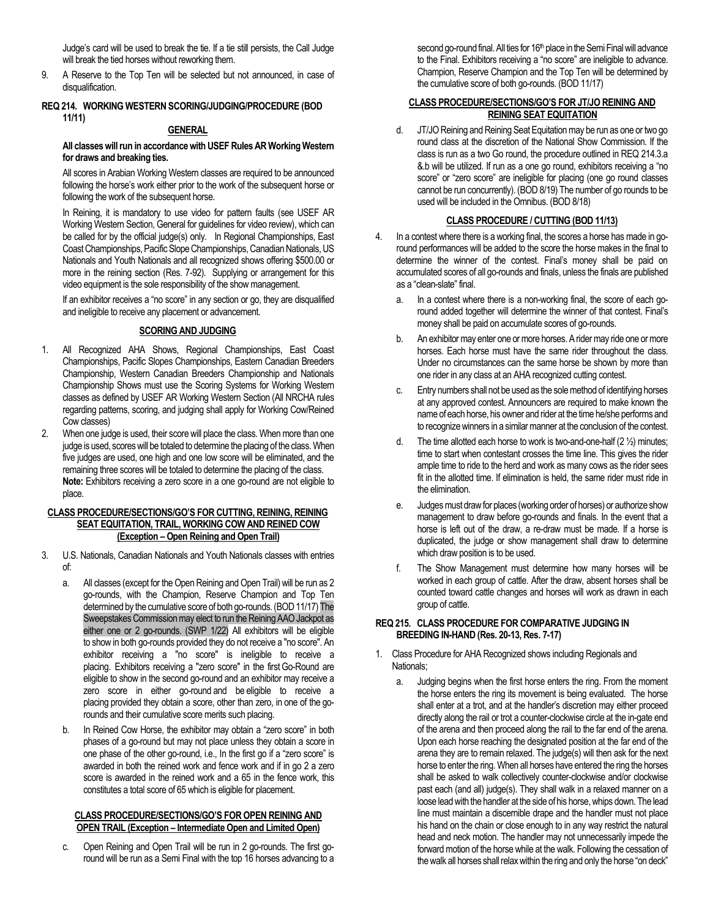Judge's card will be used to break the tie. If a tie still persists, the Call Judge will break the tied horses without reworking them.

9. A Reserve to the Top Ten will be selected but not announced, in case of disqualification.

## REQ 214. WORKING WESTERN SCORING/JUDGING/PROCEDURE (BOD 11/11)

### GENERAL

**All classes will run in accordance with USEF Rules AR Working Western for draws and breaking ties.**

All scores in Arabian Working Western classes are required to be announced following the horse's work either prior to the work of the subsequent horse or following the work of the subsequent horse.

In Reining, it is mandatory to use video for pattern faults (see USEF AR Working Western Section, General for guidelines for video review), which can be called for by the official judge(s) only. In Regional Championships, East Coast Championships, Pacific Slope Championships, Canadian Nationals, US Nationals and Youth Nationals and all recognized shows offering $500.00 or more in the reining section (Res. 7-92). Supplying or arrangement for this video equipment is the sole responsibility of the show management.

If an exhibitor receives a "no score" in any section or go, they are disqualified and ineligible to receive any placement or advancement.

### SCORING AND JUDGING

1. All Recognized AHA Shows, Regional Championships, East Coast Championships, Pacific Slopes Championships, Eastern Canadian Breeders Championship, Western Canadian Breeders Championship and Nationals Championship Shows must use the Scoring Systems for Working Western classes as defined by USEF AR Working Western Section (All NRCHA rules regarding patterns, scoring, and judging shall apply for Working Cow/Reined Cow classes)
2. When one judge is used, their score will place the class. When more than one judge is used, scores will be totaled to determine the placing of the class. When five judges are used, one high and one low score will be eliminated, and the remaining three scores will be totaled to determine the placing of the class.
   **Note:** Exhibitors receiving a zero score in a one go-round are not eligible to place.

### CLASS PROCEDURE/SECTIONS/GO'S FOR CUTTING, REINING, REINING SEAT EQUITATION, TRAIL, WORKING COW AND REINED COW (Exception – Open Reining and Open Trail)

3. U.S. Nationals, Canadian Nationals and Youth Nationals classes with entries of:
   a. All classes (except for the Open Reining and Open Trail) will be run as 2 go-rounds, with the Champion, Reserve Champion and Top Ten determined by the cumulative score of both go-rounds. (BOD 11/17) The Sweepstakes Commission may elect to run the Reining AAO Jackpot as either one or 2 go-rounds. (SWP 1/22) All exhibitors will be eligible to show in both go-rounds provided they do not receive a "no score". An exhibitor receiving a "no score" is ineligible to receive a placing. Exhibitors receiving a "zero score" in the first Go-Round are eligible to show in the second go-round and an exhibitor may receive a zero score in either go-round and be eligible to receive a placing provided they obtain a score, other than zero, in one of the go-rounds and their cumulative score merits such placing.
   b. In Reined Cow Horse, the exhibitor may obtain a "zero score" in both phases of a go-round but may not place unless they obtain a score in one phase of the other go-round, i.e., In the first go if a "zero score" is awarded in both the reined work and fence work and if in go 2 a zero score is awarded in the reined work and a 65 in the fence work, this constitutes a total score of 65 which is eligible for placement.

### CLASS PROCEDURE/SECTIONS/GO'S FOR OPEN REINING AND OPEN TRAIL (Exception – Intermediate Open and Limited Open)

   c. Open Reining and Open Trail will be run in 2 go-rounds. The first go-round will be run as a Semi Final with the top 16 horses advancing to a second go-round final. All ties for 16th place in the Semi Final will advance to the Final. Exhibitors receiving a "no score" are ineligible to advance. Champion, Reserve Champion and the Top Ten will be determined by the cumulative score of both go-rounds. (BOD 11/17)

### CLASS PROCEDURE/SECTIONS/GO'S FOR JT/JO REINING AND REINING SEAT EQUITATION

   d. JT/JO Reining and Reining Seat Equitation may be run as one or two go round class at the discretion of the National Show Commission. If the class is run as a two Go round, the procedure outlined in REQ 214.3.a &.b will be utilized. If run as a one go round, exhibitors receiving a "no score" or "zero score" are ineligible for placing (one go round classes cannot be run concurrently). (BOD 8/19) The number of go rounds to be used will be included in the Omnibus. (BOD 8/18)

### CLASS PROCEDURE / CUTTING (BOD 11/13)

4. In a contest where there is a working final, the scores a horse has made in go-round performances will be added to the score the horse makes in the final to determine the winner of the contest. Final's money shall be paid on accumulated scores of all go-rounds and finals, unless the finals are published as a "clean-slate" final.
   a. In a contest where there is a non-working final, the score of each go-round added together will determine the winner of that contest. Final's money shall be paid on accumulate scores of go-rounds.
   b. An exhibitor may enter one or more horses. A rider may ride one or more horses. Each horse must have the same rider throughout the class. Under no circumstances can the same horse be shown by more than one rider in any class at an AHA recognized cutting contest.
   c. Entry numbers shall not be used as the sole method of identifying horses at any approved contest. Announcers are required to make known the name of each horse, his owner and rider at the time he/she performs and to recognize winners in a similar manner at the conclusion of the contest.
   d. The time allotted each horse to work is two-and-one-half (2 ½) minutes; time to start when contestant crosses the time line. This gives the rider ample time to ride to the herd and work as many cows as the rider sees fit in the allotted time. If elimination is held, the same rider must ride in the elimination.
   e. Judges must draw for places (working order of horses) or authorize show management to draw before go-rounds and finals. In the event that a horse is left out of the draw, a re-draw must be made. If a horse is duplicated, the judge or show management shall draw to determine which draw position is to be used.
   f. The Show Management must determine how many horses will be worked in each group of cattle. After the draw, absent horses shall be counted toward cattle changes and horses will work as drawn in each group of cattle.

## REQ 215. CLASS PROCEDURE FOR COMPARATIVE JUDGING IN BREEDING IN-HAND (Res. 20-13, Res. 7-17)

1. Class Procedure for AHA Recognized shows including Regionals and Nationals;
   a. Judging begins when the first horse enters the ring. From the moment the horse enters the ring its movement is being evaluated. The horse shall enter at a trot, and at the handler's discretion may either proceed directly along the rail or trot a counter-clockwise circle at the in-gate end of the arena and then proceed along the rail to the far end of the arena. Upon each horse reaching the designated position at the far end of the arena they are to remain relaxed. The judge(s) will then ask for the next horse to enter the ring. When all horses have entered the ring the horses shall be asked to walk collectively counter-clockwise and/or clockwise past each (and all) judge(s). They shall walk in a relaxed manner on a loose lead with the handler at the side of his horse, whips down. The lead line must maintain a discernible drape and the handler must not place his hand on the chain or close enough to in any way restrict the natural head and neck motion. The handler may not unnecessarily impede the forward motion of the horse while at the walk. Following the cessation of the walk all horses shall relax within the ring and only the horse "on deck"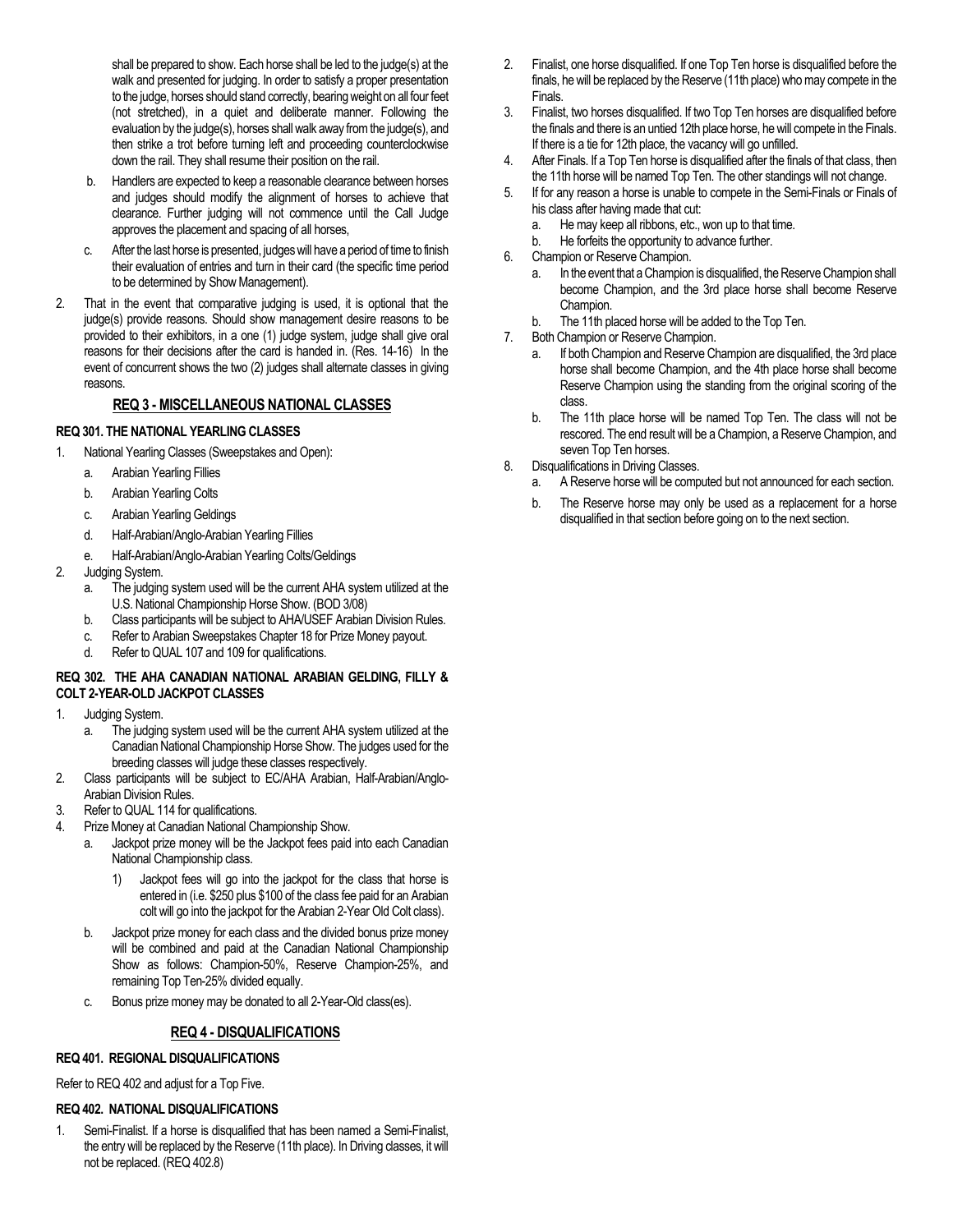shall be prepared to show. Each horse shall be led to the judge(s) at the walk and presented for judging. In order to satisfy a proper presentation to the judge, horses should stand correctly, bearing weight on all four feet (not stretched), in a quiet and deliberate manner. Following the evaluation by the judge(s), horses shall walk away from the judge(s), and then strike a trot before turning left and proceeding counterclockwise down the rail. They shall resume their position on the rail.

b. Handlers are expected to keep a reasonable clearance between horses and judges should modify the alignment of horses to achieve that clearance. Further judging will not commence until the Call Judge approves the placement and spacing of all horses,

c. After the last horse is presented, judges will have a period of time to finish their evaluation of entries and turn in their card (the specific time period to be determined by Show Management).

2. That in the event that comparative judging is used, it is optional that the judge(s) provide reasons. Should show management desire reasons to be provided to their exhibitors, in a one (1) judge system, judge shall give oral reasons for their decisions after the card is handed in. (Res. 14-16) In the event of concurrent shows the two (2) judges shall alternate classes in giving reasons.

## REQ 3 - MISCELLANEOUS NATIONAL CLASSES

### REQ 301. THE NATIONAL YEARLING CLASSES

1. National Yearling Classes (Sweepstakes and Open):
   a. Arabian Yearling Fillies
   b. Arabian Yearling Colts
   c. Arabian Yearling Geldings
   d. Half-Arabian/Anglo-Arabian Yearling Fillies
   e. Half-Arabian/Anglo-Arabian Yearling Colts/Geldings
2. Judging System.
   a. The judging system used will be the current AHA system utilized at the U.S. National Championship Horse Show. (BOD 3/08)
   b. Class participants will be subject to AHA/USEF Arabian Division Rules.
   c. Refer to Arabian Sweepstakes Chapter 18 for Prize Money payout.
   d. Refer to QUAL 107 and 109 for qualifications.

### REQ 302. THE AHA CANADIAN NATIONAL ARABIAN GELDING, FILLY & COLT 2-YEAR-OLD JACKPOT CLASSES

1. Judging System.
   a. The judging system used will be the current AHA system utilized at the Canadian National Championship Horse Show. The judges used for the breeding classes will judge these classes respectively.
2. Class participants will be subject to EC/AHA Arabian, Half-Arabian/Anglo-Arabian Division Rules.
3. Refer to QUAL 114 for qualifications.
4. Prize Money at Canadian National Championship Show.
   a. Jackpot prize money will be the Jackpot fees paid into each Canadian National Championship class.
      1) Jackpot fees will go into the jackpot for the class that horse is entered in (i.e. $250 plus $100 of the class fee paid for an Arabian colt will go into the jackpot for the Arabian 2-Year Old Colt class).
   b. Jackpot prize money for each class and the divided bonus prize money will be combined and paid at the Canadian National Championship Show as follows: Champion-50%, Reserve Champion-25%, and remaining Top Ten-25% divided equally.
   c. Bonus prize money may be donated to all 2-Year-Old class(es).

## REQ 4 - DISQUALIFICATIONS

### REQ 401. REGIONAL DISQUALIFICATIONS

Refer to REQ 402 and adjust for a Top Five.

### REQ 402. NATIONAL DISQUALIFICATIONS

1. Semi-Finalist. If a horse is disqualified that has been named a Semi-Finalist, the entry will be replaced by the Reserve (11th place). In Driving classes, it will not be replaced. (REQ 402.8)
2. Finalist, one horse disqualified. If one Top Ten horse is disqualified before the finals, he will be replaced by the Reserve (11th place) who may compete in the Finals.
3. Finalist, two horses disqualified. If two Top Ten horses are disqualified before the finals and there is an untied 12th place horse, he will compete in the Finals. If there is a tie for 12th place, the vacancy will go unfilled.
4. After Finals. If a Top Ten horse is disqualified after the finals of that class, then the 11th horse will be named Top Ten. The other standings will not change.
5. If for any reason a horse is unable to compete in the Semi-Finals or Finals of his class after having made that cut:
   a. He may keep all ribbons, etc., won up to that time.
   b. He forfeits the opportunity to advance further.
6. Champion or Reserve Champion.
   a. In the event that a Champion is disqualified, the Reserve Champion shall become Champion, and the 3rd place horse shall become Reserve Champion.
   b. The 11th placed horse will be added to the Top Ten.
7. Both Champion or Reserve Champion.
   a. If both Champion and Reserve Champion are disqualified, the 3rd place horse shall become Champion, and the 4th place horse shall become Reserve Champion using the standing from the original scoring of the class.
   b. The 11th place horse will be named Top Ten. The class will not be rescored. The end result will be a Champion, a Reserve Champion, and seven Top Ten horses.
8. Disqualifications in Driving Classes.
   a. A Reserve horse will be computed but not announced for each section.
   b. The Reserve horse may only be used as a replacement for a horse disqualified in that section before going on to the next section.